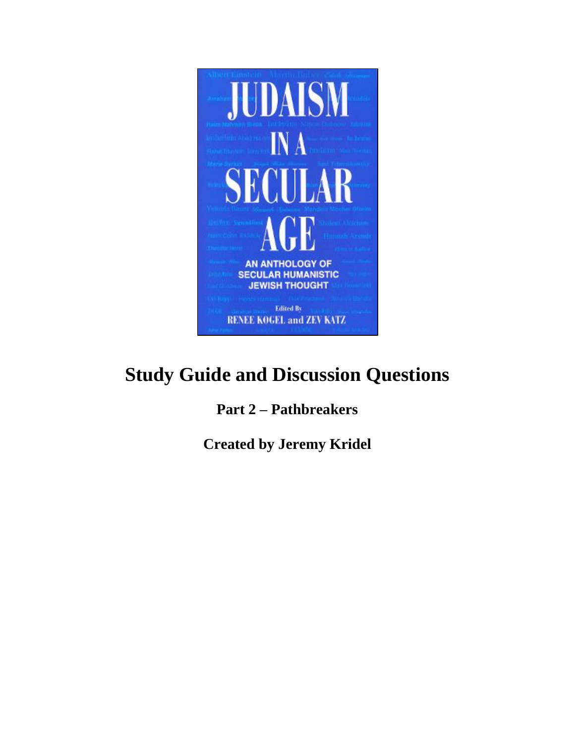# Study Guide and Discussion Questions

## Part 2 – Pathbreakers

### Created by Jeremy Kridel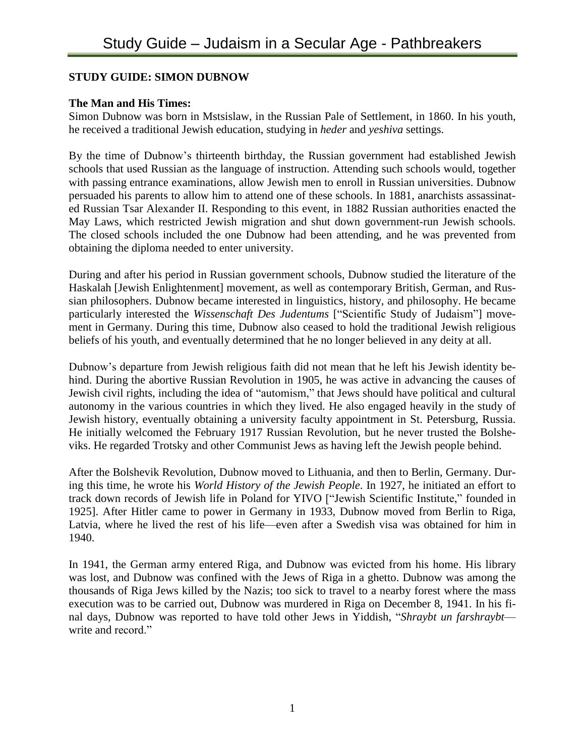## STUDY GUIDE: SIMON DUBNOW

**The Man and His Times:**

Simon Dubnow was born in Mstsislaw, in the Russian Pale of Settlement, in 1860. In his youth, he received a traditional Jewish education, studying in *heder* and *yeshiva* settings.

By the time of Dubnow's thirteenth birthday, the Russian government had established Jewish schools that used Russian as the language of instruction. Attending such schools would, together with passing entrance examinations, allow Jewish men to enroll in Russian universities. Dubnow persuaded his parents to allow him to attend one of these schools. In 1881, anarchists assassinated Russian Tsar Alexander II. Responding to this event, in 1882 Russian authorities enacted the May Laws, which restricted Jewish migration and shut down government-run Jewish schools. The closed schools included the one Dubnow had been attending, and he was prevented from obtaining the diploma needed to enter university.

During and after his period in Russian government schools, Dubnow studied the literature of the Haskalah [Jewish Enlightenment] movement, as well as contemporary British, German, and Russian philosophers. Dubnow became interested in linguistics, history, and philosophy. He became particularly interested the *Wissenschaft Des Judentums* ["Scientific Study of Judaism"] movement in Germany. During this time, Dubnow also ceased to hold the traditional Jewish religious beliefs of his youth, and eventually determined that he no longer believed in any deity at all.

Dubnow's departure from Jewish religious faith did not mean that he left his Jewish identity behind. During the abortive Russian Revolution in 1905, he was active in advancing the causes of Jewish civil rights, including the idea of "automism," that Jews should have political and cultural autonomy in the various countries in which they lived. He also engaged heavily in the study of Jewish history, eventually obtaining a university faculty appointment in St. Petersburg, Russia. He initially welcomed the February 1917 Russian Revolution, but he never trusted the Bolsheviks. He regarded Trotsky and other Communist Jews as having left the Jewish people behind.

After the Bolshevik Revolution, Dubnow moved to Lithuania, and then to Berlin, Germany. During this time, he wrote his *World History of the Jewish People*. In 1927, he initiated an effort to track down records of Jewish life in Poland for YIVO ["Jewish Scientific Institute," founded in 1925]. After Hitler came to power in Germany in 1933, Dubnow moved from Berlin to Riga, Latvia, where he lived the rest of his life—even after a Swedish visa was obtained for him in 1940.

In 1941, the German army entered Riga, and Dubnow was evicted from his home. His library was lost, and Dubnow was confined with the Jews of Riga in a ghetto. Dubnow was among the thousands of Riga Jews killed by the Nazis; too sick to travel to a nearby forest where the mass execution was to be carried out, Dubnow was murdered in Riga on December 8, 1941. In his final days, Dubnow was reported to have told other Jews in Yiddish, "*Shraybt un farshraybt*—write and record."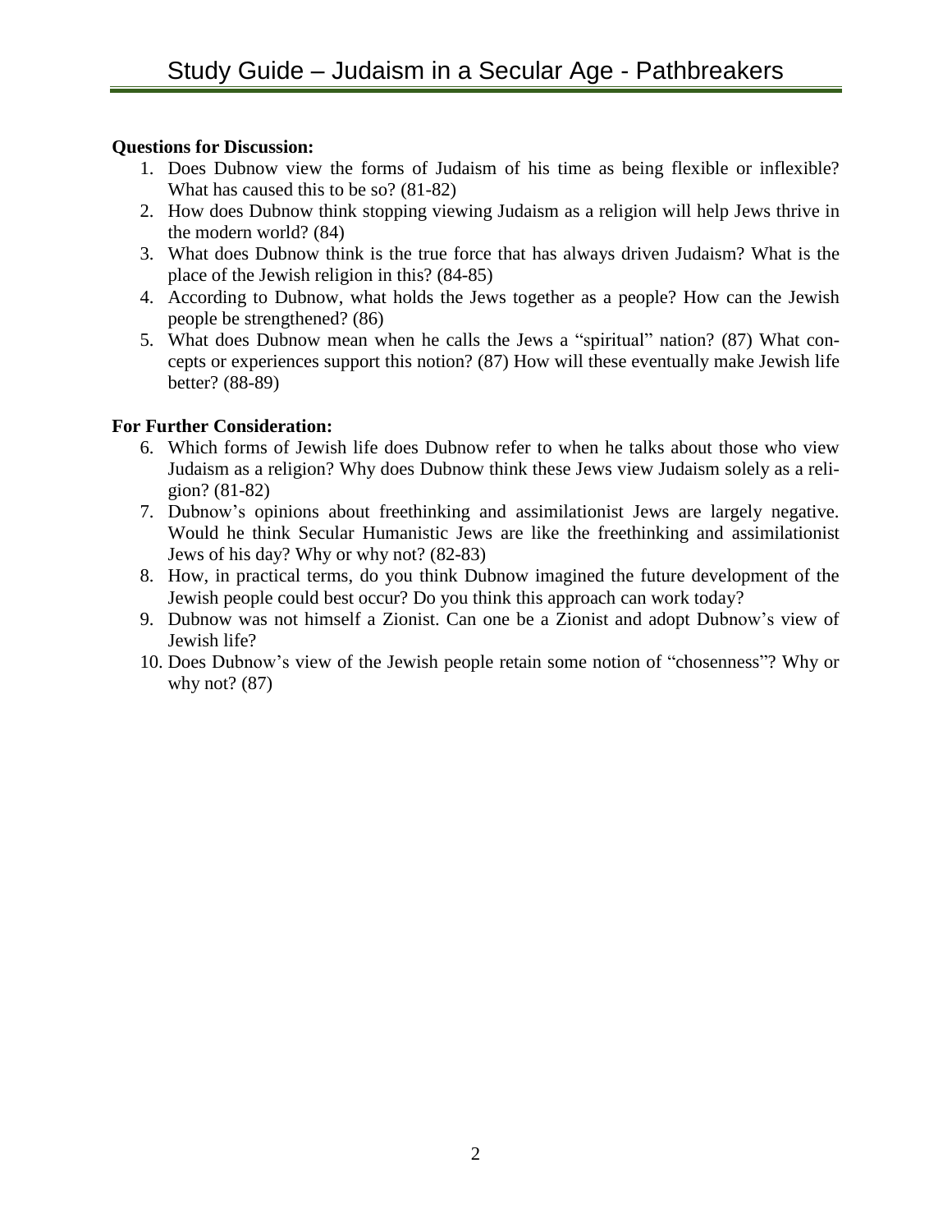**Questions for Discussion:**

1. Does Dubnow view the forms of Judaism of his time as being flexible or inflexible? What has caused this to be so? (81-82)
2. How does Dubnow think stopping viewing Judaism as a religion will help Jews thrive in the modern world? (84)
3. What does Dubnow think is the true force that has always driven Judaism? What is the place of the Jewish religion in this? (84-85)
4. According to Dubnow, what holds the Jews together as a people? How can the Jewish people be strengthened? (86)
5. What does Dubnow mean when he calls the Jews a "spiritual" nation? (87) What concepts or experiences support this notion? (87) How will these eventually make Jewish life better? (88-89)

**For Further Consideration:**

6. Which forms of Jewish life does Dubnow refer to when he talks about those who view Judaism as a religion? Why does Dubnow think these Jews view Judaism solely as a religion? (81-82)
7. Dubnow's opinions about freethinking and assimilationist Jews are largely negative. Would he think Secular Humanistic Jews are like the freethinking and assimilationist Jews of his day? Why or why not? (82-83)
8. How, in practical terms, do you think Dubnow imagined the future development of the Jewish people could best occur? Do you think this approach can work today?
9. Dubnow was not himself a Zionist. Can one be a Zionist and adopt Dubnow's view of Jewish life?
10. Does Dubnow's view of the Jewish people retain some notion of "chosenness"? Why or why not? (87)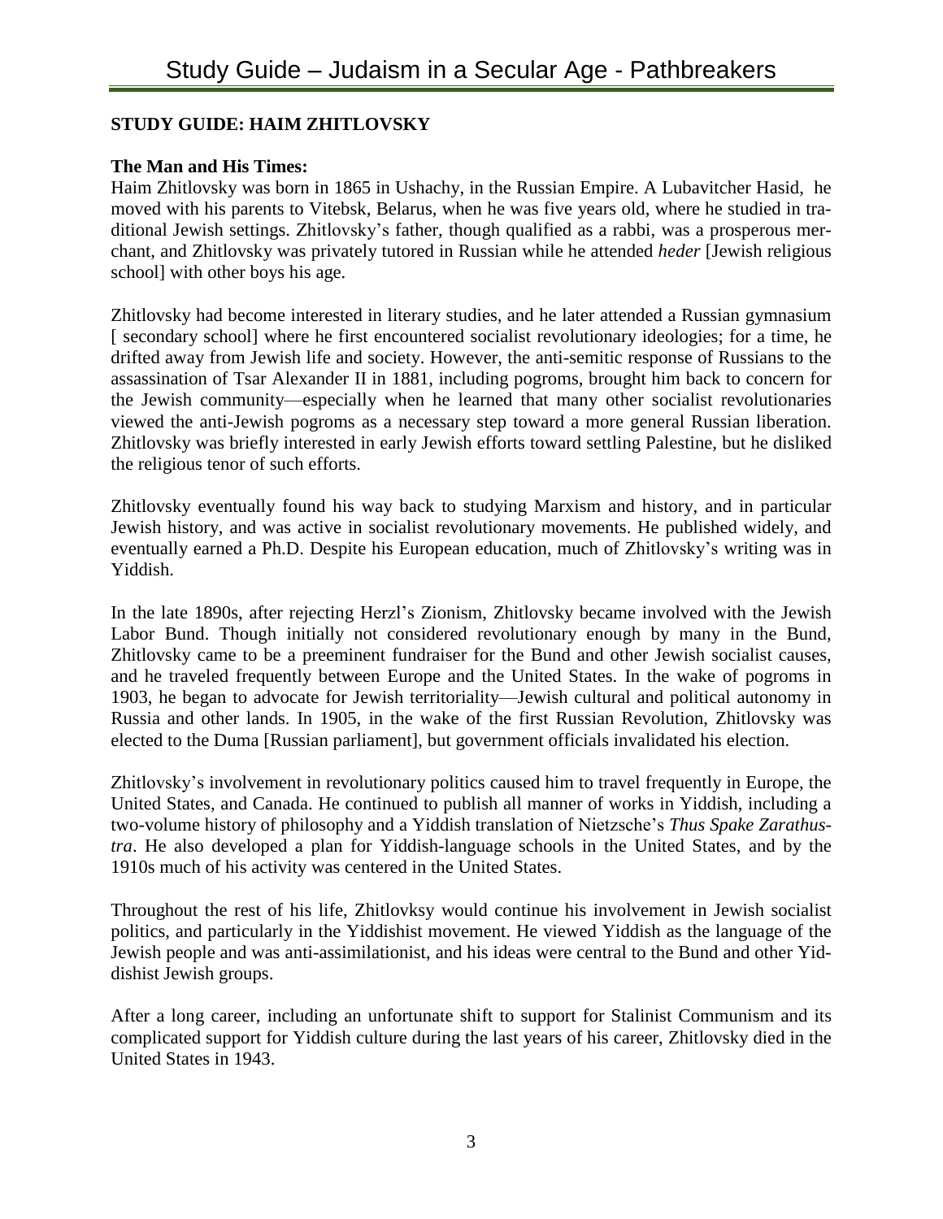## STUDY GUIDE: HAIM ZHITLOVSKY

**The Man and His Times:**

Haim Zhitlovsky was born in 1865 in Ushachy, in the Russian Empire. A Lubavitcher Hasid, he moved with his parents to Vitebsk, Belarus, when he was five years old, where he studied in traditional Jewish settings. Zhitlovsky's father, though qualified as a rabbi, was a prosperous merchant, and Zhitlovsky was privately tutored in Russian while he attended *heder* [Jewish religious school] with other boys his age.

Zhitlovsky had become interested in literary studies, and he later attended a Russian gymnasium [ secondary school] where he first encountered socialist revolutionary ideologies; for a time, he drifted away from Jewish life and society. However, the anti-semitic response of Russians to the assassination of Tsar Alexander II in 1881, including pogroms, brought him back to concern for the Jewish community—especially when he learned that many other socialist revolutionaries viewed the anti-Jewish pogroms as a necessary step toward a more general Russian liberation. Zhitlovsky was briefly interested in early Jewish efforts toward settling Palestine, but he disliked the religious tenor of such efforts.

Zhitlovsky eventually found his way back to studying Marxism and history, and in particular Jewish history, and was active in socialist revolutionary movements. He published widely, and eventually earned a Ph.D. Despite his European education, much of Zhitlovsky's writing was in Yiddish.

In the late 1890s, after rejecting Herzl's Zionism, Zhitlovsky became involved with the Jewish Labor Bund. Though initially not considered revolutionary enough by many in the Bund, Zhitlovsky came to be a preeminent fundraiser for the Bund and other Jewish socialist causes, and he traveled frequently between Europe and the United States. In the wake of pogroms in 1903, he began to advocate for Jewish territoriality—Jewish cultural and political autonomy in Russia and other lands. In 1905, in the wake of the first Russian Revolution, Zhitlovsky was elected to the Duma [Russian parliament], but government officials invalidated his election.

Zhitlovsky's involvement in revolutionary politics caused him to travel frequently in Europe, the United States, and Canada. He continued to publish all manner of works in Yiddish, including a two-volume history of philosophy and a Yiddish translation of Nietzsche's *Thus Spake Zarathustra*. He also developed a plan for Yiddish-language schools in the United States, and by the 1910s much of his activity was centered in the United States.

Throughout the rest of his life, Zhitlovksy would continue his involvement in Jewish socialist politics, and particularly in the Yiddishist movement. He viewed Yiddish as the language of the Jewish people and was anti-assimilationist, and his ideas were central to the Bund and other Yiddishist Jewish groups.

After a long career, including an unfortunate shift to support for Stalinist Communism and its complicated support for Yiddish culture during the last years of his career, Zhitlovsky died in the United States in 1943.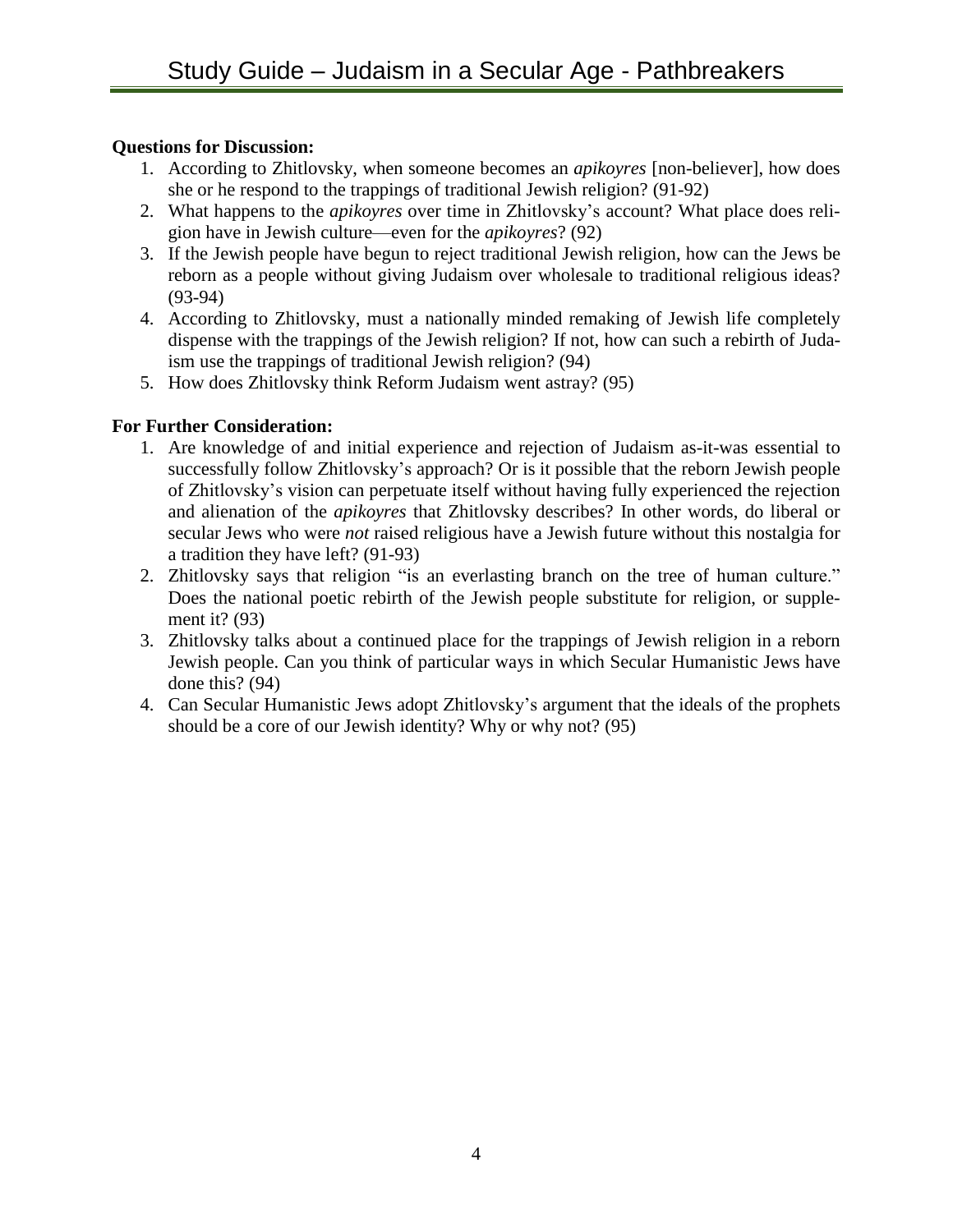**Questions for Discussion:**

1. According to Zhitlovsky, when someone becomes an *apikoyres* [non-believer], how does she or he respond to the trappings of traditional Jewish religion? (91-92)
2. What happens to the *apikoyres* over time in Zhitlovsky's account? What place does religion have in Jewish culture—even for the *apikoyres*? (92)
3. If the Jewish people have begun to reject traditional Jewish religion, how can the Jews be reborn as a people without giving Judaism over wholesale to traditional religious ideas? (93-94)
4. According to Zhitlovsky, must a nationally minded remaking of Jewish life completely dispense with the trappings of the Jewish religion? If not, how can such a rebirth of Judaism use the trappings of traditional Jewish religion? (94)
5. How does Zhitlovsky think Reform Judaism went astray? (95)

**For Further Consideration:**

1. Are knowledge of and initial experience and rejection of Judaism as-it-was essential to successfully follow Zhitlovsky's approach? Or is it possible that the reborn Jewish people of Zhitlovsky's vision can perpetuate itself without having fully experienced the rejection and alienation of the *apikoyres* that Zhitlovsky describes? In other words, do liberal or secular Jews who were *not* raised religious have a Jewish future without this nostalgia for a tradition they have left? (91-93)
2. Zhitlovsky says that religion "is an everlasting branch on the tree of human culture." Does the national poetic rebirth of the Jewish people substitute for religion, or supplement it? (93)
3. Zhitlovsky talks about a continued place for the trappings of Jewish religion in a reborn Jewish people. Can you think of particular ways in which Secular Humanistic Jews have done this? (94)
4. Can Secular Humanistic Jews adopt Zhitlovsky's argument that the ideals of the prophets should be a core of our Jewish identity? Why or why not? (95)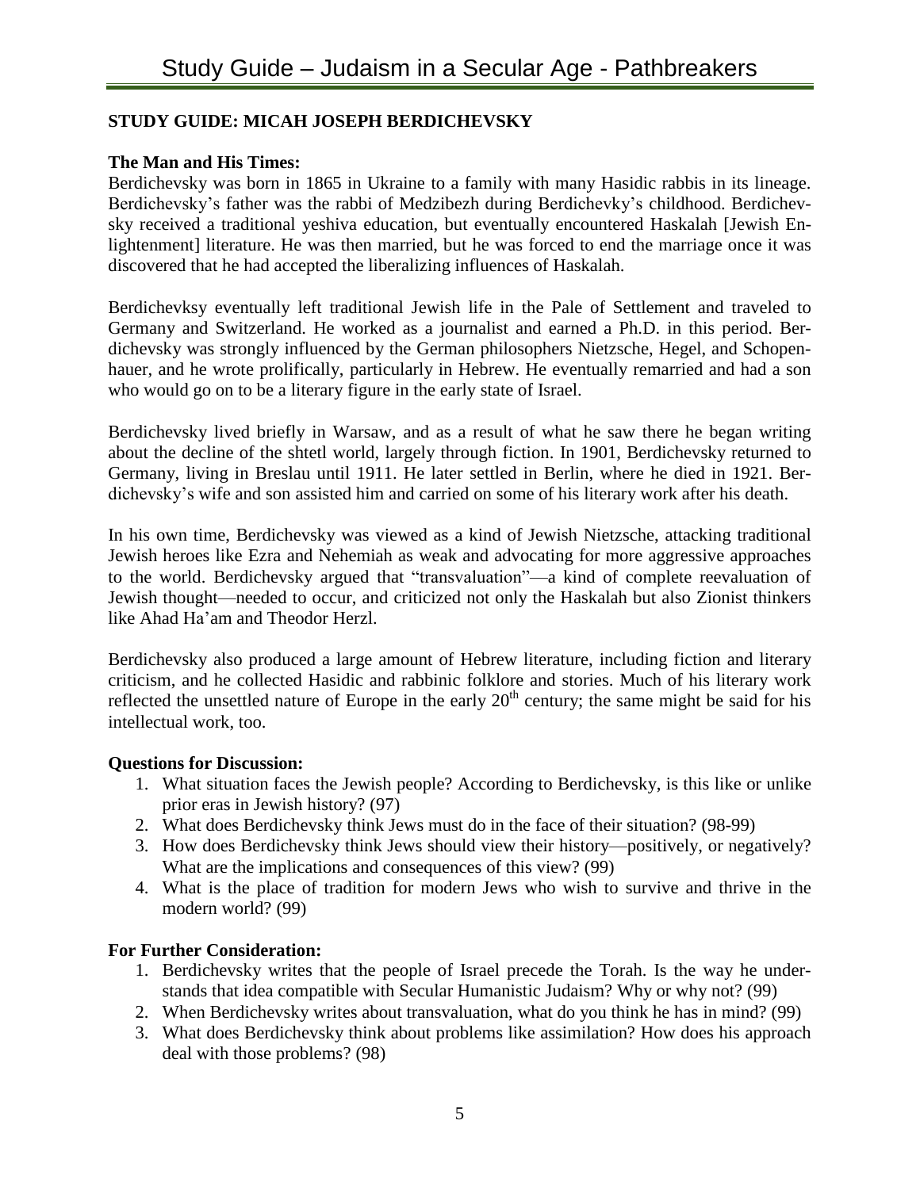## STUDY GUIDE: MICAH JOSEPH BERDICHEVSKY

### The Man and His Times:

Berdichevsky was born in 1865 in Ukraine to a family with many Hasidic rabbis in its lineage. Berdichevsky's father was the rabbi of Medzibezh during Berdichevky's childhood. Berdichevsky received a traditional yeshiva education, but eventually encountered Haskalah [Jewish Enlightenment] literature. He was then married, but he was forced to end the marriage once it was discovered that he had accepted the liberalizing influences of Haskalah.

Berdichevksy eventually left traditional Jewish life in the Pale of Settlement and traveled to Germany and Switzerland. He worked as a journalist and earned a Ph.D. in this period. Berdichevsky was strongly influenced by the German philosophers Nietzsche, Hegel, and Schopenhauer, and he wrote prolifically, particularly in Hebrew. He eventually remarried and had a son who would go on to be a literary figure in the early state of Israel.

Berdichevsky lived briefly in Warsaw, and as a result of what he saw there he began writing about the decline of the shtetl world, largely through fiction. In 1901, Berdichevsky returned to Germany, living in Breslau until 1911. He later settled in Berlin, where he died in 1921. Berdichevsky's wife and son assisted him and carried on some of his literary work after his death.

In his own time, Berdichevsky was viewed as a kind of Jewish Nietzsche, attacking traditional Jewish heroes like Ezra and Nehemiah as weak and advocating for more aggressive approaches to the world. Berdichevsky argued that "transvaluation"—a kind of complete reevaluation of Jewish thought—needed to occur, and criticized not only the Haskalah but also Zionist thinkers like Ahad Ha'am and Theodor Herzl.

Berdichevsky also produced a large amount of Hebrew literature, including fiction and literary criticism, and he collected Hasidic and rabbinic folklore and stories. Much of his literary work reflected the unsettled nature of Europe in the early 20th century; the same might be said for his intellectual work, too.

### Questions for Discussion:

1. What situation faces the Jewish people? According to Berdichevsky, is this like or unlike prior eras in Jewish history? (97)
2. What does Berdichevsky think Jews must do in the face of their situation? (98-99)
3. How does Berdichevsky think Jews should view their history—positively, or negatively? What are the implications and consequences of this view? (99)
4. What is the place of tradition for modern Jews who wish to survive and thrive in the modern world? (99)

### For Further Consideration:

1. Berdichevsky writes that the people of Israel precede the Torah. Is the way he understands that idea compatible with Secular Humanistic Judaism? Why or why not? (99)
2. When Berdichevsky writes about transvaluation, what do you think he has in mind? (99)
3. What does Berdichevsky think about problems like assimilation? How does his approach deal with those problems? (98)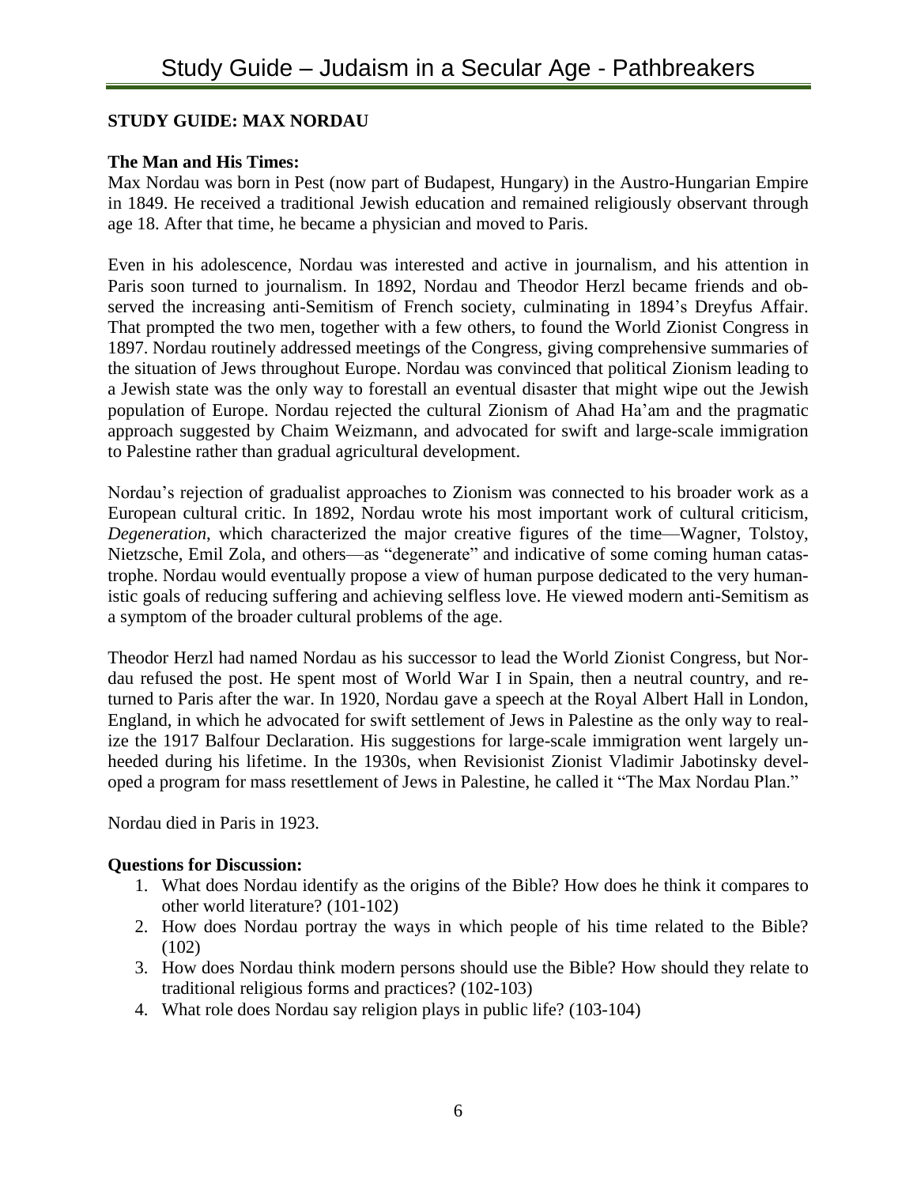## STUDY GUIDE: MAX NORDAU

**The Man and His Times:**

Max Nordau was born in Pest (now part of Budapest, Hungary) in the Austro-Hungarian Empire in 1849. He received a traditional Jewish education and remained religiously observant through age 18. After that time, he became a physician and moved to Paris.

Even in his adolescence, Nordau was interested and active in journalism, and his attention in Paris soon turned to journalism. In 1892, Nordau and Theodor Herzl became friends and observed the increasing anti-Semitism of French society, culminating in 1894's Dreyfus Affair. That prompted the two men, together with a few others, to found the World Zionist Congress in 1897. Nordau routinely addressed meetings of the Congress, giving comprehensive summaries of the situation of Jews throughout Europe. Nordau was convinced that political Zionism leading to a Jewish state was the only way to forestall an eventual disaster that might wipe out the Jewish population of Europe. Nordau rejected the cultural Zionism of Ahad Ha'am and the pragmatic approach suggested by Chaim Weizmann, and advocated for swift and large-scale immigration to Palestine rather than gradual agricultural development.

Nordau's rejection of gradualist approaches to Zionism was connected to his broader work as a European cultural critic. In 1892, Nordau wrote his most important work of cultural criticism, *Degeneration*, which characterized the major creative figures of the time—Wagner, Tolstoy, Nietzsche, Emil Zola, and others—as "degenerate" and indicative of some coming human catastrophe. Nordau would eventually propose a view of human purpose dedicated to the very humanistic goals of reducing suffering and achieving selfless love. He viewed modern anti-Semitism as a symptom of the broader cultural problems of the age.

Theodor Herzl had named Nordau as his successor to lead the World Zionist Congress, but Nordau refused the post. He spent most of World War I in Spain, then a neutral country, and returned to Paris after the war. In 1920, Nordau gave a speech at the Royal Albert Hall in London, England, in which he advocated for swift settlement of Jews in Palestine as the only way to realize the 1917 Balfour Declaration. His suggestions for large-scale immigration went largely unheeded during his lifetime. In the 1930s, when Revisionist Zionist Vladimir Jabotinsky developed a program for mass resettlement of Jews in Palestine, he called it "The Max Nordau Plan."

Nordau died in Paris in 1923.

**Questions for Discussion:**

1. What does Nordau identify as the origins of the Bible? How does he think it compares to other world literature? (101-102)
2. How does Nordau portray the ways in which people of his time related to the Bible? (102)
3. How does Nordau think modern persons should use the Bible? How should they relate to traditional religious forms and practices? (102-103)
4. What role does Nordau say religion plays in public life? (103-104)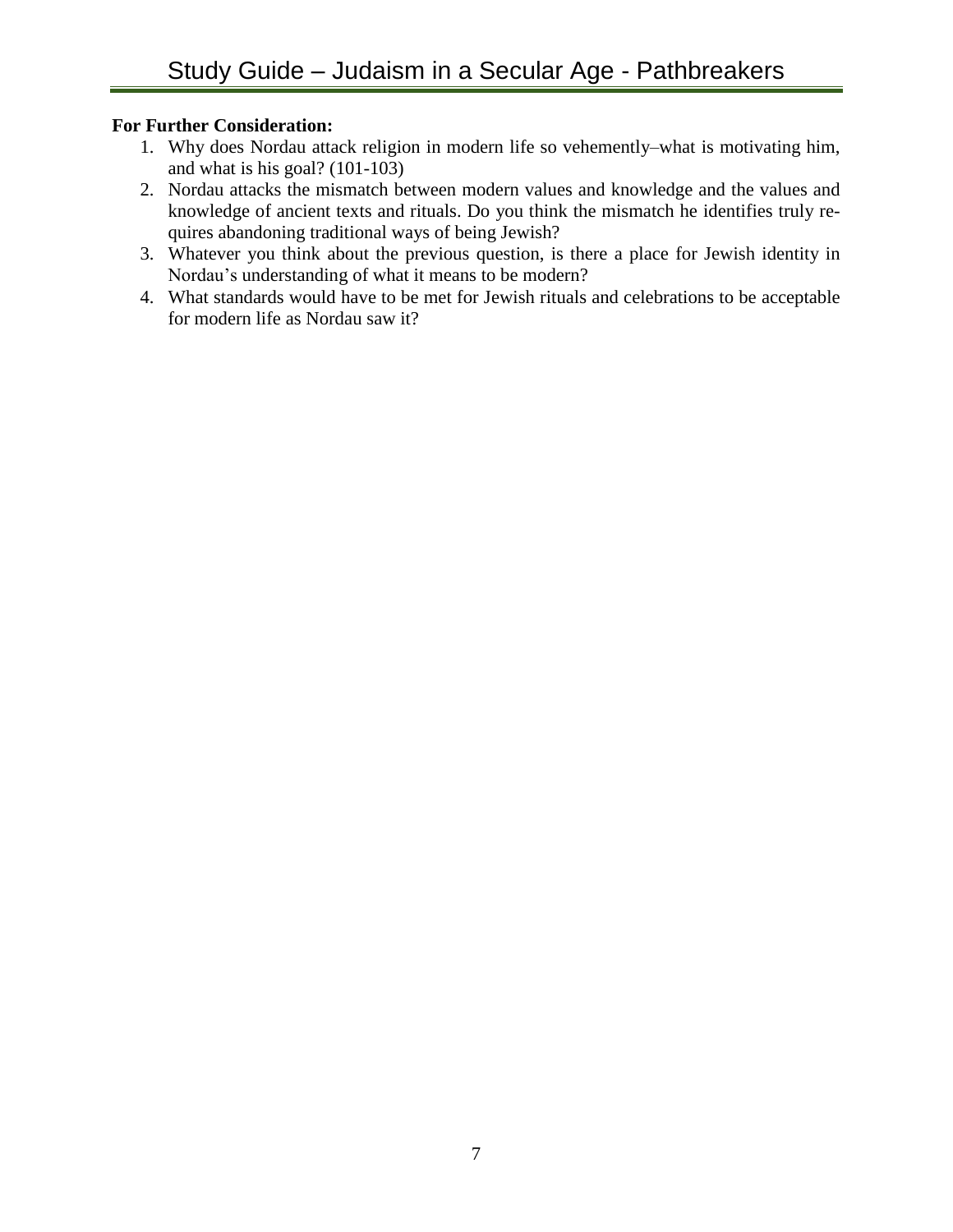**For Further Consideration:**

1. Why does Nordau attack religion in modern life so vehemently–what is motivating him, and what is his goal? (101-103)
2. Nordau attacks the mismatch between modern values and knowledge and the values and knowledge of ancient texts and rituals. Do you think the mismatch he identifies truly requires abandoning traditional ways of being Jewish?
3. Whatever you think about the previous question, is there a place for Jewish identity in Nordau's understanding of what it means to be modern?
4. What standards would have to be met for Jewish rituals and celebrations to be acceptable for modern life as Nordau saw it?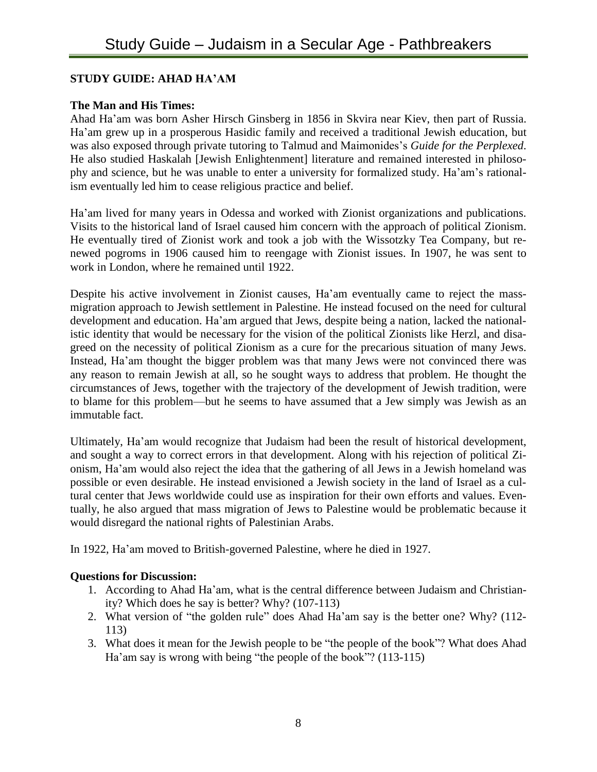## STUDY GUIDE: AHAD HA'AM

### The Man and His Times:

Ahad Ha'am was born Asher Hirsch Ginsberg in 1856 in Skvira near Kiev, then part of Russia. Ha'am grew up in a prosperous Hasidic family and received a traditional Jewish education, but was also exposed through private tutoring to Talmud and Maimonides's *Guide for the Perplexed*. He also studied Haskalah [Jewish Enlightenment] literature and remained interested in philosophy and science, but he was unable to enter a university for formalized study. Ha'am's rationalism eventually led him to cease religious practice and belief.

Ha'am lived for many years in Odessa and worked with Zionist organizations and publications. Visits to the historical land of Israel caused him concern with the approach of political Zionism. He eventually tired of Zionist work and took a job with the Wissotzky Tea Company, but renewed pogroms in 1906 caused him to reengage with Zionist issues. In 1907, he was sent to work in London, where he remained until 1922.

Despite his active involvement in Zionist causes, Ha'am eventually came to reject the mass-migration approach to Jewish settlement in Palestine. He instead focused on the need for cultural development and education. Ha'am argued that Jews, despite being a nation, lacked the nationalistic identity that would be necessary for the vision of the political Zionists like Herzl, and disagreed on the necessity of political Zionism as a cure for the precarious situation of many Jews. Instead, Ha'am thought the bigger problem was that many Jews were not convinced there was any reason to remain Jewish at all, so he sought ways to address that problem. He thought the circumstances of Jews, together with the trajectory of the development of Jewish tradition, were to blame for this problem—but he seems to have assumed that a Jew simply was Jewish as an immutable fact.

Ultimately, Ha'am would recognize that Judaism had been the result of historical development, and sought a way to correct errors in that development. Along with his rejection of political Zionism, Ha'am would also reject the idea that the gathering of all Jews in a Jewish homeland was possible or even desirable. He instead envisioned a Jewish society in the land of Israel as a cultural center that Jews worldwide could use as inspiration for their own efforts and values. Eventually, he also argued that mass migration of Jews to Palestine would be problematic because it would disregard the national rights of Palestinian Arabs.

In 1922, Ha'am moved to British-governed Palestine, where he died in 1927.

### Questions for Discussion:

1. According to Ahad Ha'am, what is the central difference between Judaism and Christianity? Which does he say is better? Why? (107-113)
2. What version of "the golden rule" does Ahad Ha'am say is the better one? Why? (112-113)
3. What does it mean for the Jewish people to be "the people of the book"? What does Ahad Ha'am say is wrong with being "the people of the book"? (113-115)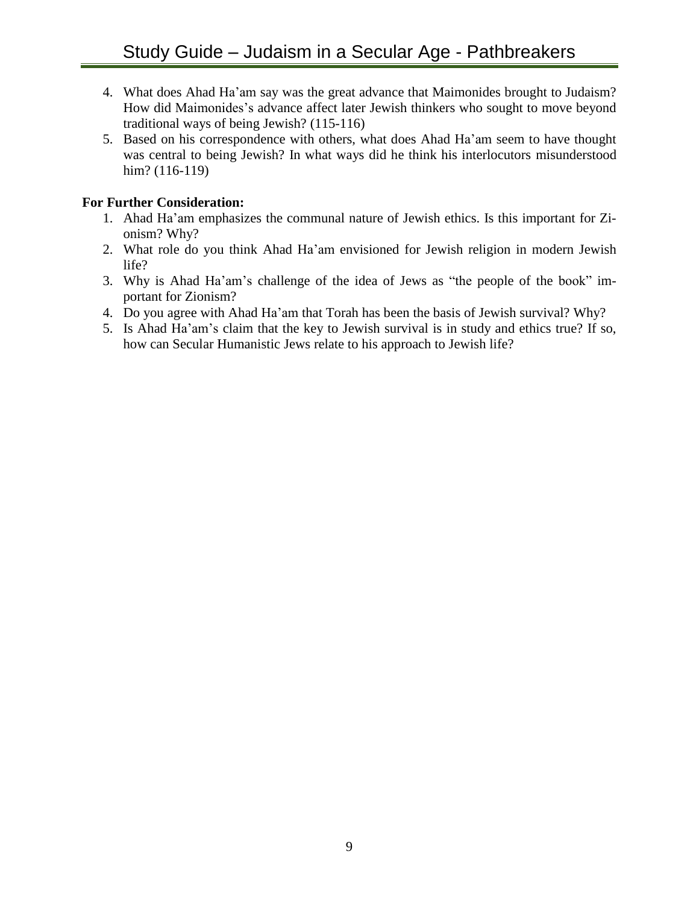4. What does Ahad Ha'am say was the great advance that Maimonides brought to Judaism? How did Maimonides's advance affect later Jewish thinkers who sought to move beyond traditional ways of being Jewish? (115-116)
5. Based on his correspondence with others, what does Ahad Ha'am seem to have thought was central to being Jewish? In what ways did he think his interlocutors misunderstood him? (116-119)

**For Further Consideration:**

1. Ahad Ha'am emphasizes the communal nature of Jewish ethics. Is this important for Zionism? Why?
2. What role do you think Ahad Ha'am envisioned for Jewish religion in modern Jewish life?
3. Why is Ahad Ha'am's challenge of the idea of Jews as "the people of the book" important for Zionism?
4. Do you agree with Ahad Ha'am that Torah has been the basis of Jewish survival? Why?
5. Is Ahad Ha'am's claim that the key to Jewish survival is in study and ethics true? If so, how can Secular Humanistic Jews relate to his approach to Jewish life?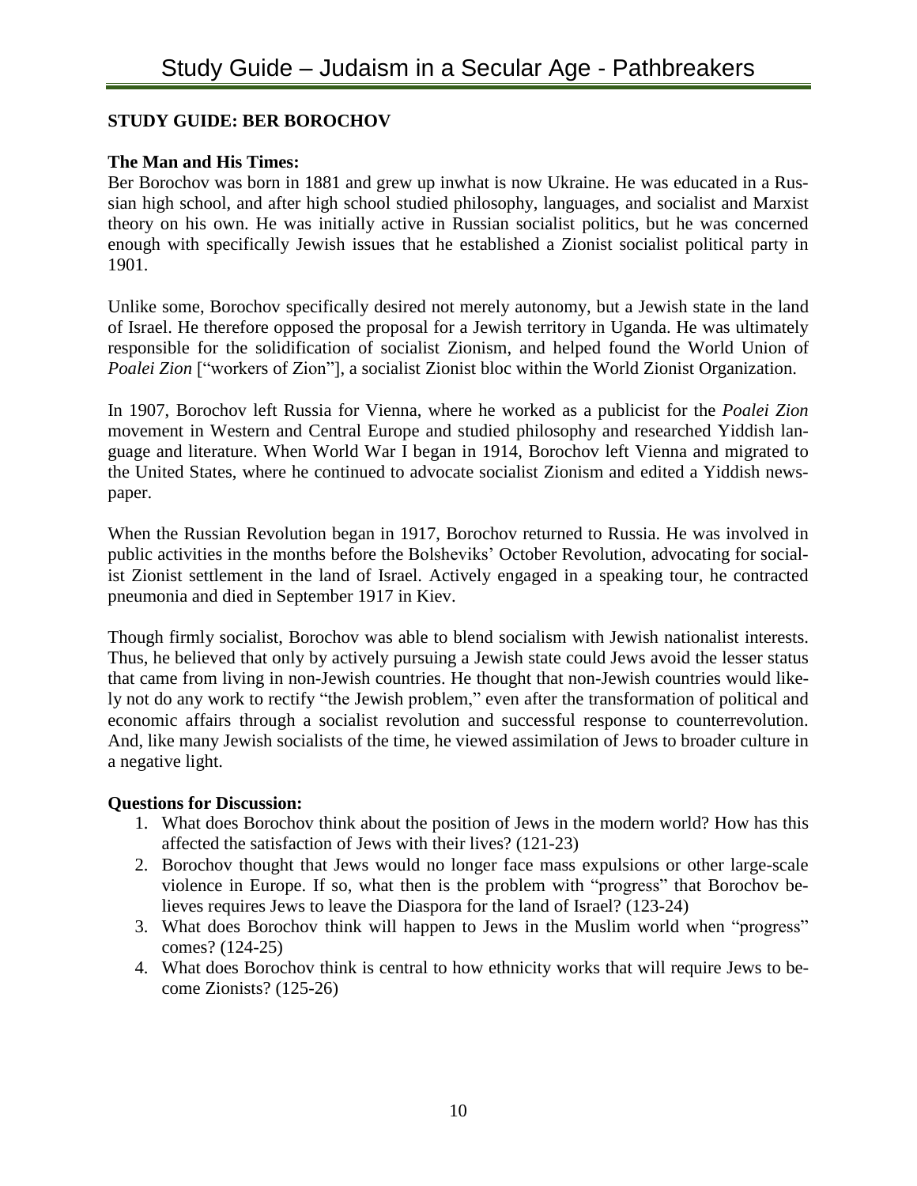**STUDY GUIDE: BER BOROCHOV**

**The Man and His Times:**

Ber Borochov was born in 1881 and grew up inwhat is now Ukraine. He was educated in a Russian high school, and after high school studied philosophy, languages, and socialist and Marxist theory on his own. He was initially active in Russian socialist politics, but he was concerned enough with specifically Jewish issues that he established a Zionist socialist political party in 1901.

Unlike some, Borochov specifically desired not merely autonomy, but a Jewish state in the land of Israel. He therefore opposed the proposal for a Jewish territory in Uganda. He was ultimately responsible for the solidification of socialist Zionism, and helped found the World Union of *Poalei Zion* ["workers of Zion"], a socialist Zionist bloc within the World Zionist Organization.

In 1907, Borochov left Russia for Vienna, where he worked as a publicist for the *Poalei Zion* movement in Western and Central Europe and studied philosophy and researched Yiddish language and literature. When World War I began in 1914, Borochov left Vienna and migrated to the United States, where he continued to advocate socialist Zionism and edited a Yiddish newspaper.

When the Russian Revolution began in 1917, Borochov returned to Russia. He was involved in public activities in the months before the Bolsheviks' October Revolution, advocating for socialist Zionist settlement in the land of Israel. Actively engaged in a speaking tour, he contracted pneumonia and died in September 1917 in Kiev.

Though firmly socialist, Borochov was able to blend socialism with Jewish nationalist interests. Thus, he believed that only by actively pursuing a Jewish state could Jews avoid the lesser status that came from living in non-Jewish countries. He thought that non-Jewish countries would likely not do any work to rectify "the Jewish problem," even after the transformation of political and economic affairs through a socialist revolution and successful response to counterrevolution. And, like many Jewish socialists of the time, he viewed assimilation of Jews to broader culture in a negative light.

**Questions for Discussion:**

1. What does Borochov think about the position of Jews in the modern world? How has this affected the satisfaction of Jews with their lives? (121-23)
2. Borochov thought that Jews would no longer face mass expulsions or other large-scale violence in Europe. If so, what then is the problem with "progress" that Borochov believes requires Jews to leave the Diaspora for the land of Israel? (123-24)
3. What does Borochov think will happen to Jews in the Muslim world when "progress" comes? (124-25)
4. What does Borochov think is central to how ethnicity works that will require Jews to become Zionists? (125-26)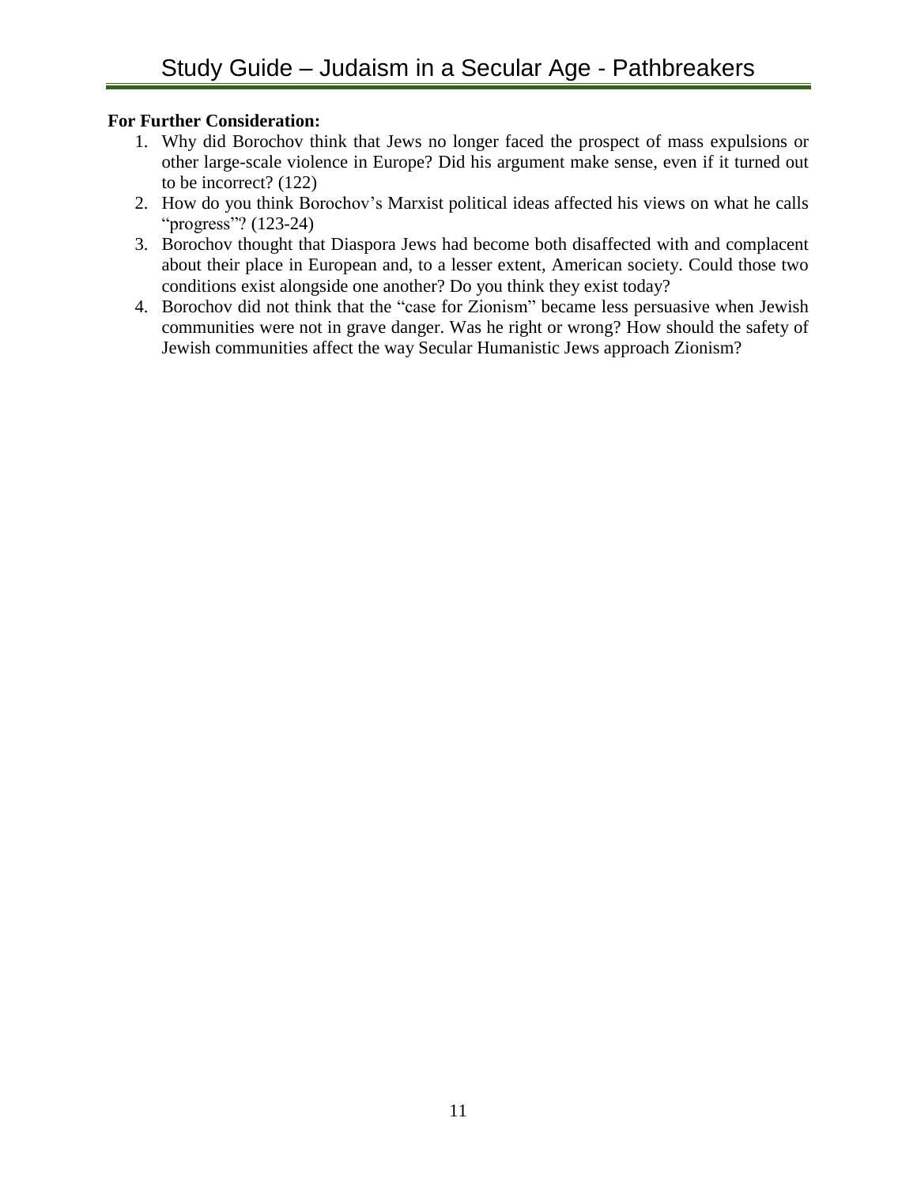**For Further Consideration:**

1. Why did Borochov think that Jews no longer faced the prospect of mass expulsions or other large-scale violence in Europe? Did his argument make sense, even if it turned out to be incorrect? (122)
2. How do you think Borochov's Marxist political ideas affected his views on what he calls "progress"? (123-24)
3. Borochov thought that Diaspora Jews had become both disaffected with and complacent about their place in European and, to a lesser extent, American society. Could those two conditions exist alongside one another? Do you think they exist today?
4. Borochov did not think that the "case for Zionism" became less persuasive when Jewish communities were not in grave danger. Was he right or wrong? How should the safety of Jewish communities affect the way Secular Humanistic Jews approach Zionism?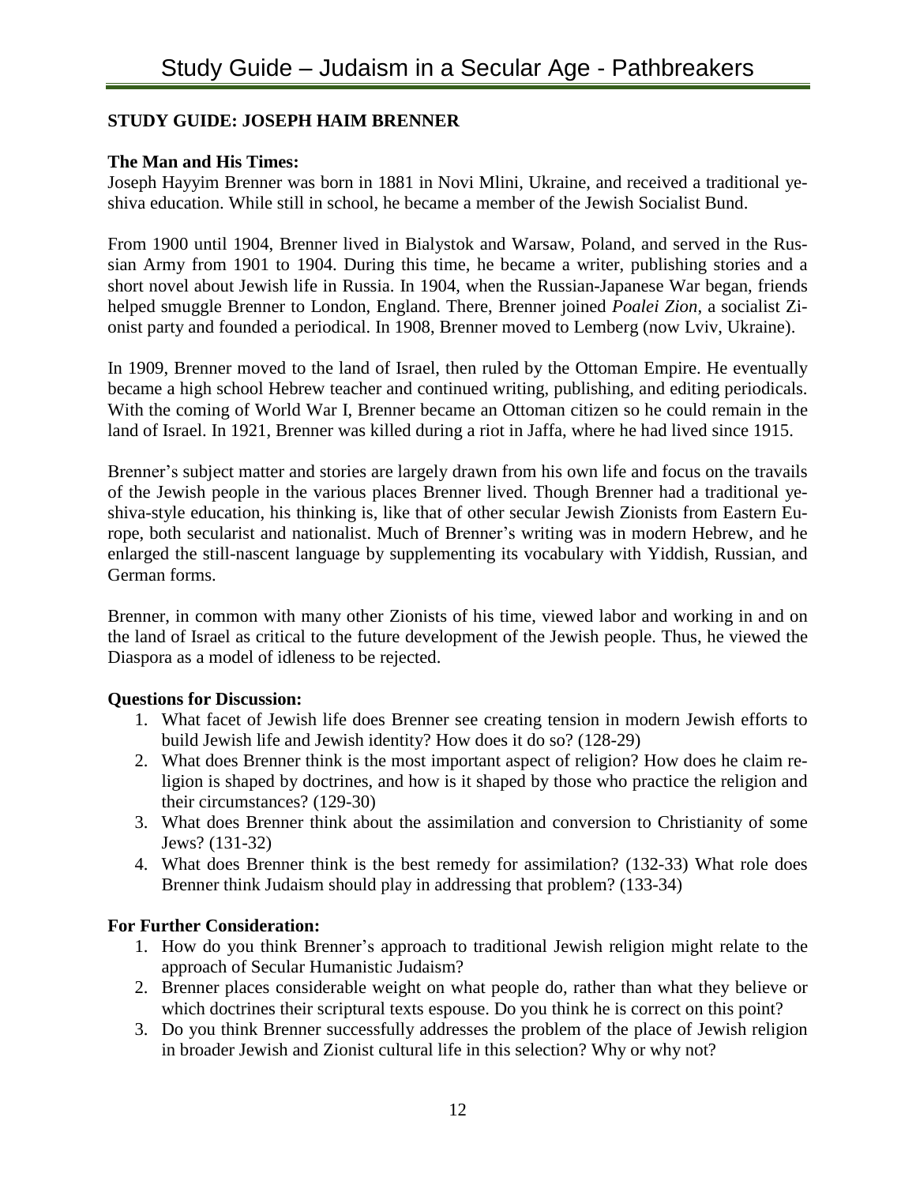## STUDY GUIDE: JOSEPH HAIM BRENNER

**The Man and His Times:**

Joseph Hayyim Brenner was born in 1881 in Novi Mlini, Ukraine, and received a traditional yeshiva education. While still in school, he became a member of the Jewish Socialist Bund.

From 1900 until 1904, Brenner lived in Bialystok and Warsaw, Poland, and served in the Russian Army from 1901 to 1904. During this time, he became a writer, publishing stories and a short novel about Jewish life in Russia. In 1904, when the Russian-Japanese War began, friends helped smuggle Brenner to London, England. There, Brenner joined *Poalei Zion*, a socialist Zionist party and founded a periodical. In 1908, Brenner moved to Lemberg (now Lviv, Ukraine).

In 1909, Brenner moved to the land of Israel, then ruled by the Ottoman Empire. He eventually became a high school Hebrew teacher and continued writing, publishing, and editing periodicals. With the coming of World War I, Brenner became an Ottoman citizen so he could remain in the land of Israel. In 1921, Brenner was killed during a riot in Jaffa, where he had lived since 1915.

Brenner's subject matter and stories are largely drawn from his own life and focus on the travails of the Jewish people in the various places Brenner lived. Though Brenner had a traditional yeshiva-style education, his thinking is, like that of other secular Jewish Zionists from Eastern Europe, both secularist and nationalist. Much of Brenner's writing was in modern Hebrew, and he enlarged the still-nascent language by supplementing its vocabulary with Yiddish, Russian, and German forms.

Brenner, in common with many other Zionists of his time, viewed labor and working in and on the land of Israel as critical to the future development of the Jewish people. Thus, he viewed the Diaspora as a model of idleness to be rejected.

**Questions for Discussion:**

1. What facet of Jewish life does Brenner see creating tension in modern Jewish efforts to build Jewish life and Jewish identity? How does it do so? (128-29)
2. What does Brenner think is the most important aspect of religion? How does he claim religion is shaped by doctrines, and how is it shaped by those who practice the religion and their circumstances? (129-30)
3. What does Brenner think about the assimilation and conversion to Christianity of some Jews? (131-32)
4. What does Brenner think is the best remedy for assimilation? (132-33) What role does Brenner think Judaism should play in addressing that problem? (133-34)

**For Further Consideration:**

1. How do you think Brenner's approach to traditional Jewish religion might relate to the approach of Secular Humanistic Judaism?
2. Brenner places considerable weight on what people do, rather than what they believe or which doctrines their scriptural texts espouse. Do you think he is correct on this point?
3. Do you think Brenner successfully addresses the problem of the place of Jewish religion in broader Jewish and Zionist cultural life in this selection? Why or why not?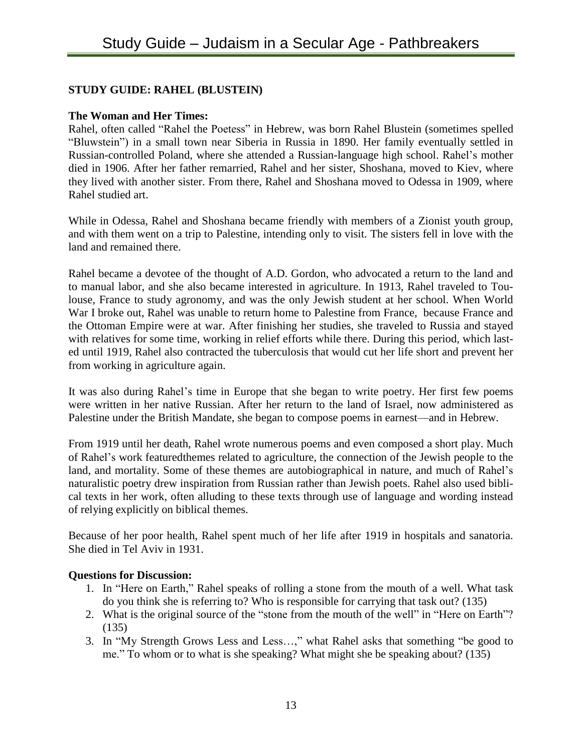## STUDY GUIDE: RAHEL (BLUSTEIN)

### The Woman and Her Times:

Rahel, often called "Rahel the Poetess" in Hebrew, was born Rahel Blustein (sometimes spelled "Bluwstein") in a small town near Siberia in Russia in 1890. Her family eventually settled in Russian-controlled Poland, where she attended a Russian-language high school. Rahel's mother died in 1906. After her father remarried, Rahel and her sister, Shoshana, moved to Kiev, where they lived with another sister. From there, Rahel and Shoshana moved to Odessa in 1909, where Rahel studied art.

While in Odessa, Rahel and Shoshana became friendly with members of a Zionist youth group, and with them went on a trip to Palestine, intending only to visit. The sisters fell in love with the land and remained there.

Rahel became a devotee of the thought of A.D. Gordon, who advocated a return to the land and to manual labor, and she also became interested in agriculture. In 1913, Rahel traveled to Toulouse, France to study agronomy, and was the only Jewish student at her school. When World War I broke out, Rahel was unable to return home to Palestine from France, because France and the Ottoman Empire were at war. After finishing her studies, she traveled to Russia and stayed with relatives for some time, working in relief efforts while there. During this period, which lasted until 1919, Rahel also contracted the tuberculosis that would cut her life short and prevent her from working in agriculture again.

It was also during Rahel's time in Europe that she began to write poetry. Her first few poems were written in her native Russian. After her return to the land of Israel, now administered as Palestine under the British Mandate, she began to compose poems in earnest—and in Hebrew.

From 1919 until her death, Rahel wrote numerous poems and even composed a short play. Much of Rahel's work featuredthemes related to agriculture, the connection of the Jewish people to the land, and mortality. Some of these themes are autobiographical in nature, and much of Rahel's naturalistic poetry drew inspiration from Russian rather than Jewish poets. Rahel also used biblical texts in her work, often alluding to these texts through use of language and wording instead of relying explicitly on biblical themes.

Because of her poor health, Rahel spent much of her life after 1919 in hospitals and sanatoria. She died in Tel Aviv in 1931.

### Questions for Discussion:

1. In "Here on Earth," Rahel speaks of rolling a stone from the mouth of a well. What task do you think she is referring to? Who is responsible for carrying that task out? (135)
2. What is the original source of the "stone from the mouth of the well" in "Here on Earth"? (135)
3. In "My Strength Grows Less and Less…," what Rahel asks that something "be good to me." To whom or to what is she speaking? What might she be speaking about? (135)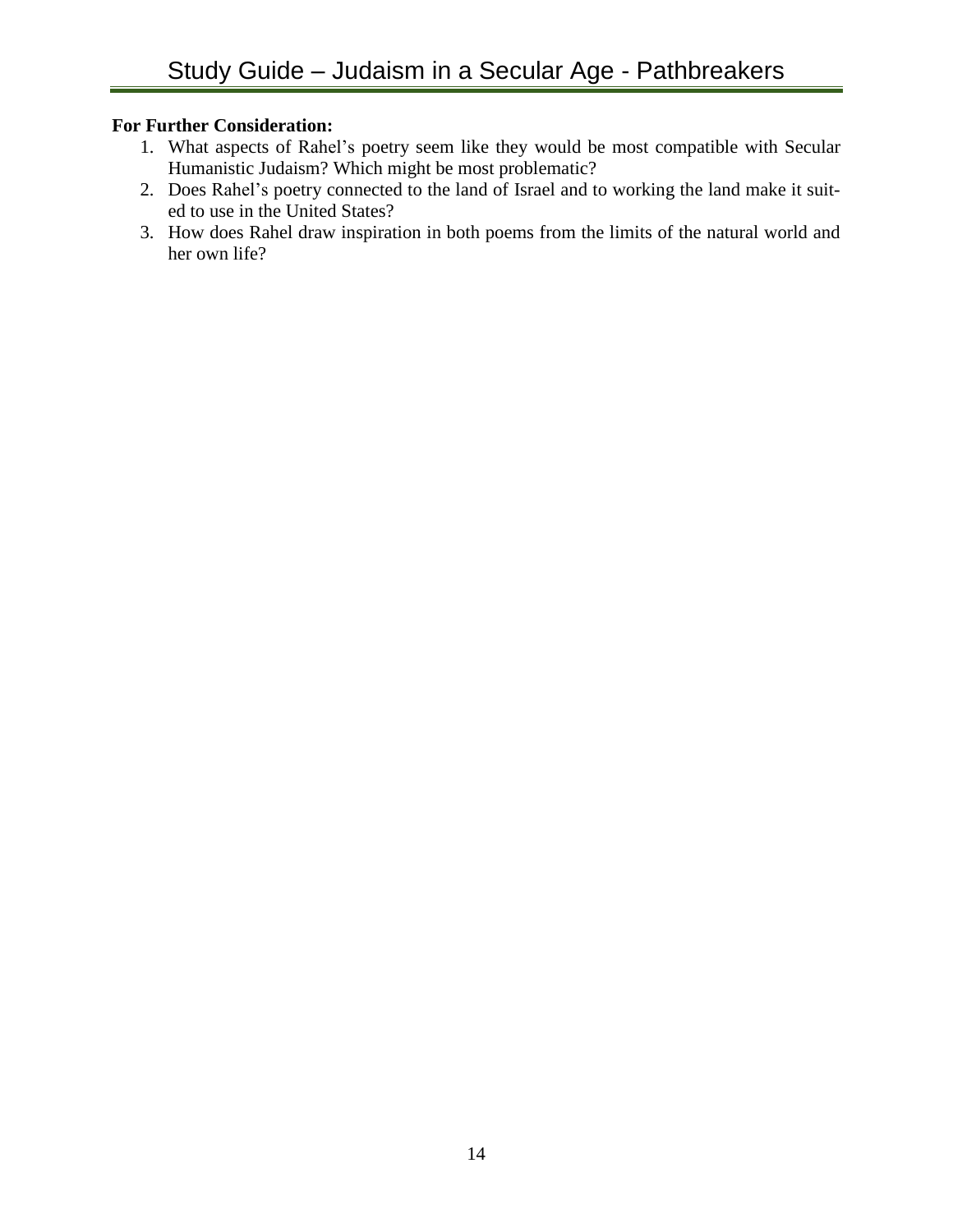**For Further Consideration:**

1. What aspects of Rahel's poetry seem like they would be most compatible with Secular Humanistic Judaism? Which might be most problematic?
2. Does Rahel's poetry connected to the land of Israel and to working the land make it suited to use in the United States?
3. How does Rahel draw inspiration in both poems from the limits of the natural world and her own life?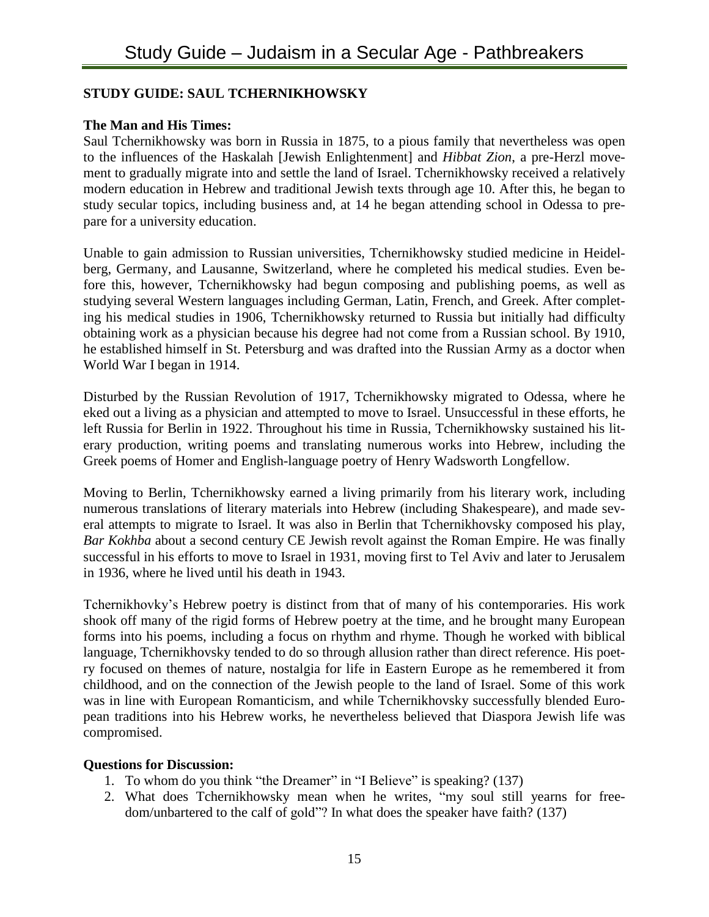**STUDY GUIDE: SAUL TCHERNIKHOWSKY**

**The Man and His Times:**

Saul Tchernikhowsky was born in Russia in 1875, to a pious family that nevertheless was open to the influences of the Haskalah [Jewish Enlightenment] and *Hibbat Zion*, a pre-Herzl movement to gradually migrate into and settle the land of Israel. Tchernikhowsky received a relatively modern education in Hebrew and traditional Jewish texts through age 10. After this, he began to study secular topics, including business and, at 14 he began attending school in Odessa to prepare for a university education.

Unable to gain admission to Russian universities, Tchernikhowsky studied medicine in Heidelberg, Germany, and Lausanne, Switzerland, where he completed his medical studies. Even before this, however, Tchernikhowsky had begun composing and publishing poems, as well as studying several Western languages including German, Latin, French, and Greek. After completing his medical studies in 1906, Tchernikhowsky returned to Russia but initially had difficulty obtaining work as a physician because his degree had not come from a Russian school. By 1910, he established himself in St. Petersburg and was drafted into the Russian Army as a doctor when World War I began in 1914.

Disturbed by the Russian Revolution of 1917, Tchernikhowsky migrated to Odessa, where he eked out a living as a physician and attempted to move to Israel. Unsuccessful in these efforts, he left Russia for Berlin in 1922. Throughout his time in Russia, Tchernikhowsky sustained his literary production, writing poems and translating numerous works into Hebrew, including the Greek poems of Homer and English-language poetry of Henry Wadsworth Longfellow.

Moving to Berlin, Tchernikhowsky earned a living primarily from his literary work, including numerous translations of literary materials into Hebrew (including Shakespeare), and made several attempts to migrate to Israel. It was also in Berlin that Tchernikhovsky composed his play, *Bar Kokhba* about a second century CE Jewish revolt against the Roman Empire. He was finally successful in his efforts to move to Israel in 1931, moving first to Tel Aviv and later to Jerusalem in 1936, where he lived until his death in 1943.

Tchernikhovky's Hebrew poetry is distinct from that of many of his contemporaries. His work shook off many of the rigid forms of Hebrew poetry at the time, and he brought many European forms into his poems, including a focus on rhythm and rhyme. Though he worked with biblical language, Tchernikhovsky tended to do so through allusion rather than direct reference. His poetry focused on themes of nature, nostalgia for life in Eastern Europe as he remembered it from childhood, and on the connection of the Jewish people to the land of Israel. Some of this work was in line with European Romanticism, and while Tchernikhovsky successfully blended European traditions into his Hebrew works, he nevertheless believed that Diaspora Jewish life was compromised.

**Questions for Discussion:**

1. To whom do you think "the Dreamer" in "I Believe" is speaking? (137)
2. What does Tchernikhowsky mean when he writes, "my soul still yearns for freedom/unbartered to the calf of gold"? In what does the speaker have faith? (137)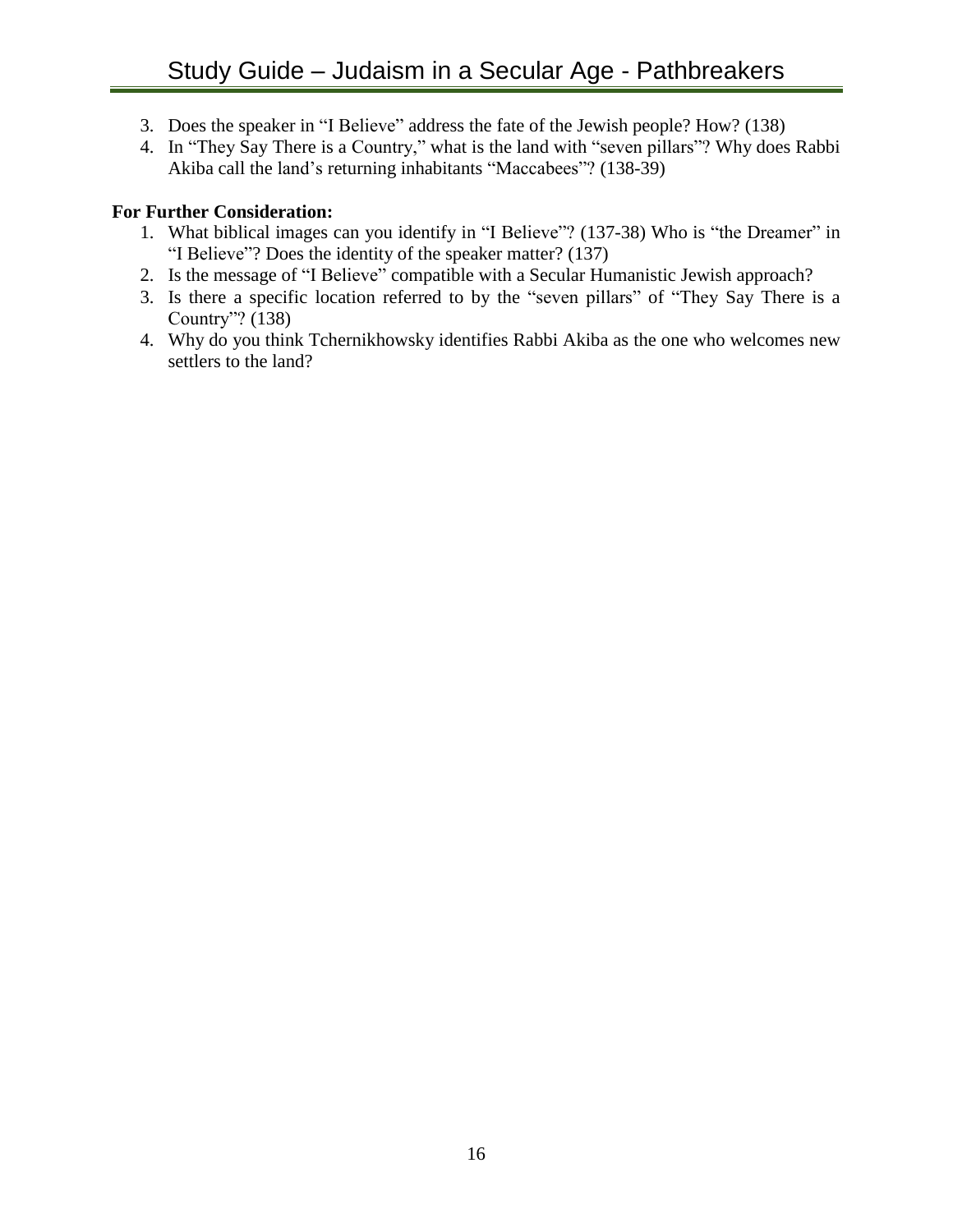3. Does the speaker in "I Believe" address the fate of the Jewish people? How? (138)
4. In "They Say There is a Country," what is the land with "seven pillars"? Why does Rabbi Akiba call the land's returning inhabitants "Maccabees"? (138-39)

**For Further Consideration:**

1. What biblical images can you identify in "I Believe"? (137-38) Who is "the Dreamer" in "I Believe"? Does the identity of the speaker matter? (137)
2. Is the message of "I Believe" compatible with a Secular Humanistic Jewish approach?
3. Is there a specific location referred to by the "seven pillars" of "They Say There is a Country"? (138)
4. Why do you think Tchernikhowsky identifies Rabbi Akiba as the one who welcomes new settlers to the land?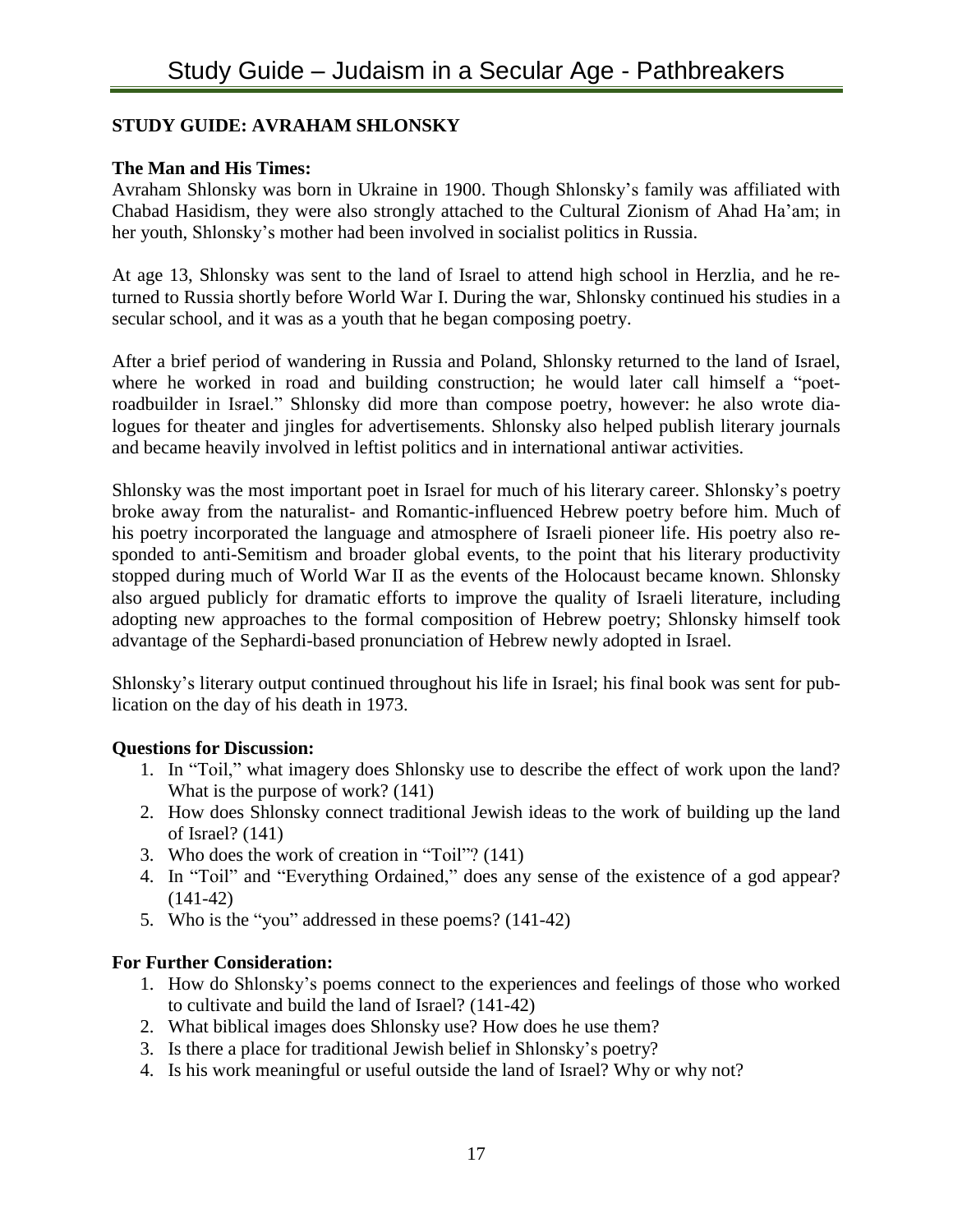## STUDY GUIDE: AVRAHAM SHLONSKY

### The Man and His Times:

Avraham Shlonsky was born in Ukraine in 1900. Though Shlonsky's family was affiliated with Chabad Hasidism, they were also strongly attached to the Cultural Zionism of Ahad Ha'am; in her youth, Shlonsky's mother had been involved in socialist politics in Russia.

At age 13, Shlonsky was sent to the land of Israel to attend high school in Herzlia, and he returned to Russia shortly before World War I. During the war, Shlonsky continued his studies in a secular school, and it was as a youth that he began composing poetry.

After a brief period of wandering in Russia and Poland, Shlonsky returned to the land of Israel, where he worked in road and building construction; he would later call himself a "poet-roadbuilder in Israel." Shlonsky did more than compose poetry, however: he also wrote dialogues for theater and jingles for advertisements. Shlonsky also helped publish literary journals and became heavily involved in leftist politics and in international antiwar activities.

Shlonsky was the most important poet in Israel for much of his literary career. Shlonsky's poetry broke away from the naturalist- and Romantic-influenced Hebrew poetry before him. Much of his poetry incorporated the language and atmosphere of Israeli pioneer life. His poetry also responded to anti-Semitism and broader global events, to the point that his literary productivity stopped during much of World War II as the events of the Holocaust became known. Shlonsky also argued publicly for dramatic efforts to improve the quality of Israeli literature, including adopting new approaches to the formal composition of Hebrew poetry; Shlonsky himself took advantage of the Sephardi-based pronunciation of Hebrew newly adopted in Israel.

Shlonsky's literary output continued throughout his life in Israel; his final book was sent for publication on the day of his death in 1973.

### Questions for Discussion:

1. In "Toil," what imagery does Shlonsky use to describe the effect of work upon the land? What is the purpose of work? (141)
2. How does Shlonsky connect traditional Jewish ideas to the work of building up the land of Israel? (141)
3. Who does the work of creation in "Toil"? (141)
4. In "Toil" and "Everything Ordained," does any sense of the existence of a god appear? (141-42)
5. Who is the "you" addressed in these poems? (141-42)

### For Further Consideration:

1. How do Shlonsky's poems connect to the experiences and feelings of those who worked to cultivate and build the land of Israel? (141-42)
2. What biblical images does Shlonsky use? How does he use them?
3. Is there a place for traditional Jewish belief in Shlonsky's poetry?
4. Is his work meaningful or useful outside the land of Israel? Why or why not?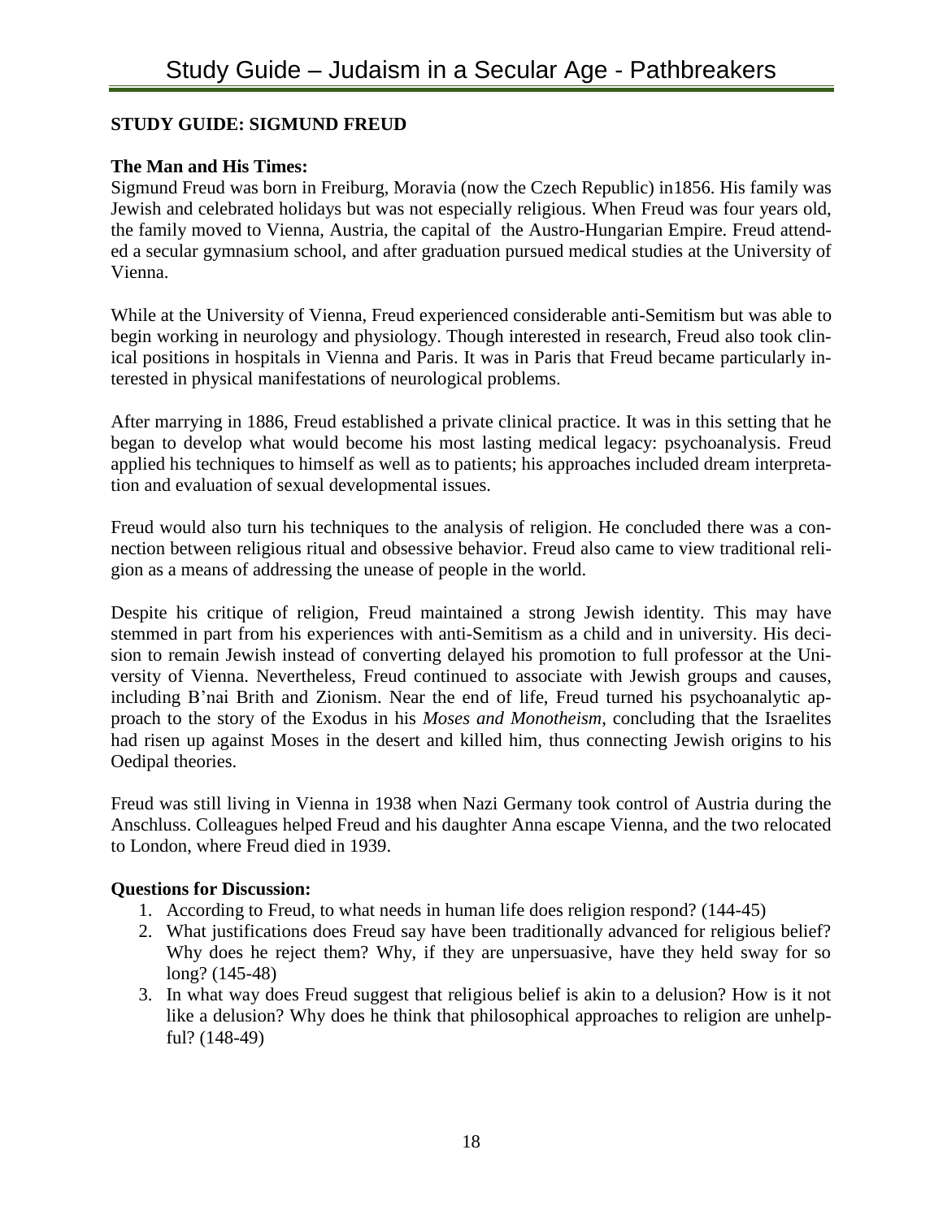## STUDY GUIDE: SIGMUND FREUD

**The Man and His Times:**

Sigmund Freud was born in Freiburg, Moravia (now the Czech Republic) in1856. His family was Jewish and celebrated holidays but was not especially religious. When Freud was four years old, the family moved to Vienna, Austria, the capital of the Austro-Hungarian Empire. Freud attended a secular gymnasium school, and after graduation pursued medical studies at the University of Vienna.

While at the University of Vienna, Freud experienced considerable anti-Semitism but was able to begin working in neurology and physiology. Though interested in research, Freud also took clinical positions in hospitals in Vienna and Paris. It was in Paris that Freud became particularly interested in physical manifestations of neurological problems.

After marrying in 1886, Freud established a private clinical practice. It was in this setting that he began to develop what would become his most lasting medical legacy: psychoanalysis. Freud applied his techniques to himself as well as to patients; his approaches included dream interpretation and evaluation of sexual developmental issues.

Freud would also turn his techniques to the analysis of religion. He concluded there was a connection between religious ritual and obsessive behavior. Freud also came to view traditional religion as a means of addressing the unease of people in the world.

Despite his critique of religion, Freud maintained a strong Jewish identity. This may have stemmed in part from his experiences with anti-Semitism as a child and in university. His decision to remain Jewish instead of converting delayed his promotion to full professor at the University of Vienna. Nevertheless, Freud continued to associate with Jewish groups and causes, including B'nai Brith and Zionism. Near the end of life, Freud turned his psychoanalytic approach to the story of the Exodus in his *Moses and Monotheism*, concluding that the Israelites had risen up against Moses in the desert and killed him, thus connecting Jewish origins to his Oedipal theories.

Freud was still living in Vienna in 1938 when Nazi Germany took control of Austria during the Anschluss. Colleagues helped Freud and his daughter Anna escape Vienna, and the two relocated to London, where Freud died in 1939.

**Questions for Discussion:**

1. According to Freud, to what needs in human life does religion respond? (144-45)
2. What justifications does Freud say have been traditionally advanced for religious belief? Why does he reject them? Why, if they are unpersuasive, have they held sway for so long? (145-48)
3. In what way does Freud suggest that religious belief is akin to a delusion? How is it not like a delusion? Why does he think that philosophical approaches to religion are unhelpful? (148-49)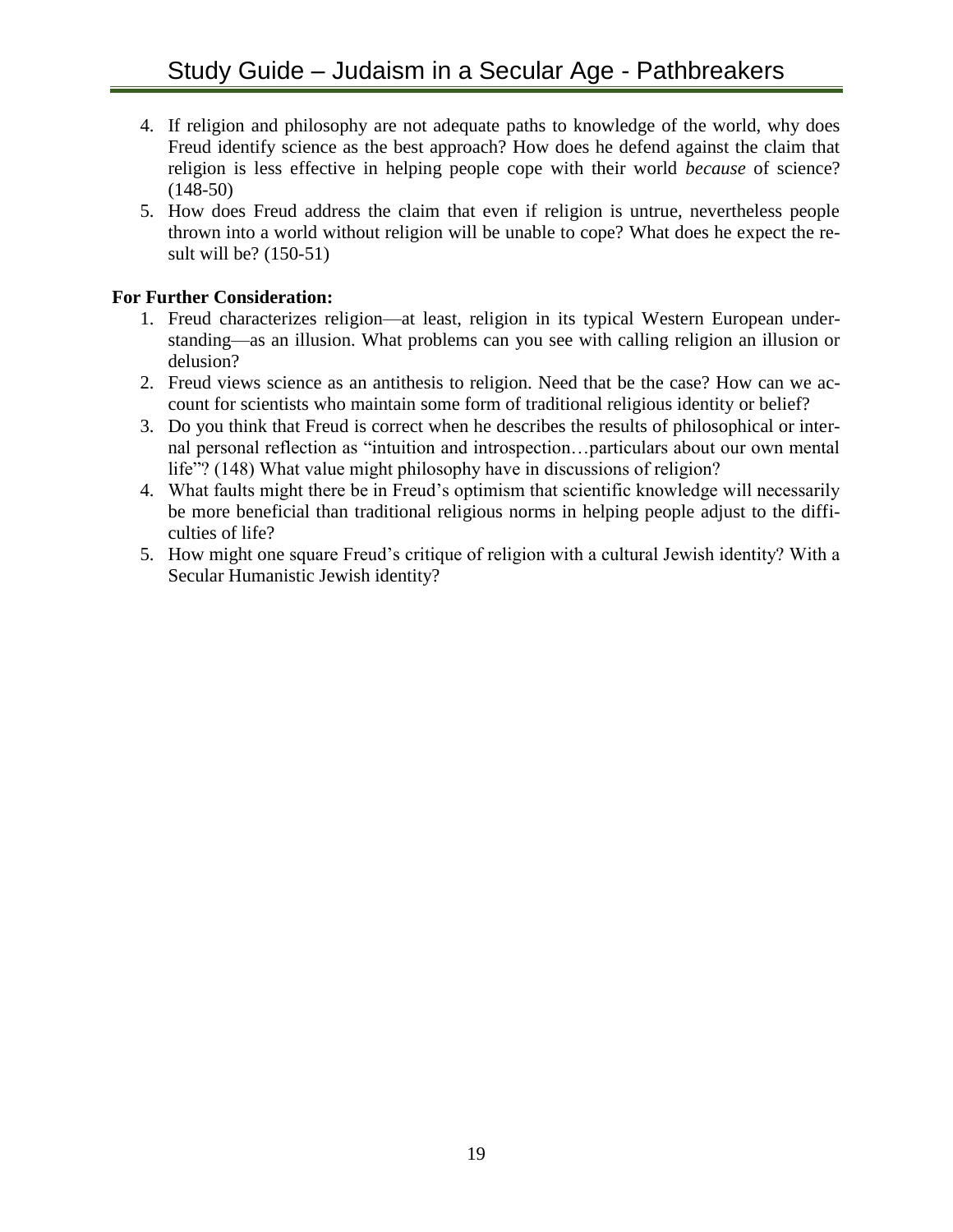4. If religion and philosophy are not adequate paths to knowledge of the world, why does Freud identify science as the best approach? How does he defend against the claim that religion is less effective in helping people cope with their world *because* of science? (148-50)
5. How does Freud address the claim that even if religion is untrue, nevertheless people thrown into a world without religion will be unable to cope? What does he expect the result will be? (150-51)

**For Further Consideration:**

1. Freud characterizes religion—at least, religion in its typical Western European understanding—as an illusion. What problems can you see with calling religion an illusion or delusion?
2. Freud views science as an antithesis to religion. Need that be the case? How can we account for scientists who maintain some form of traditional religious identity or belief?
3. Do you think that Freud is correct when he describes the results of philosophical or internal personal reflection as "intuition and introspection…particulars about our own mental life"? (148) What value might philosophy have in discussions of religion?
4. What faults might there be in Freud's optimism that scientific knowledge will necessarily be more beneficial than traditional religious norms in helping people adjust to the difficulties of life?
5. How might one square Freud's critique of religion with a cultural Jewish identity? With a Secular Humanistic Jewish identity?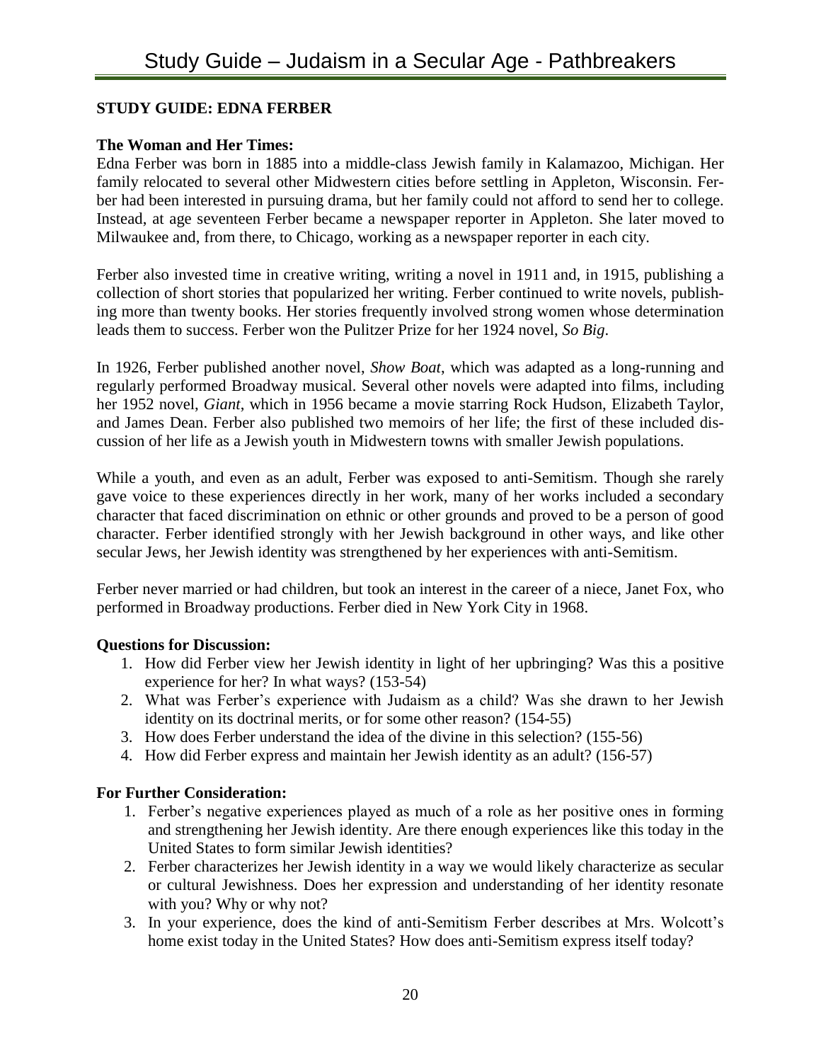## STUDY GUIDE: EDNA FERBER

### The Woman and Her Times:

Edna Ferber was born in 1885 into a middle-class Jewish family in Kalamazoo, Michigan. Her family relocated to several other Midwestern cities before settling in Appleton, Wisconsin. Ferber had been interested in pursuing drama, but her family could not afford to send her to college. Instead, at age seventeen Ferber became a newspaper reporter in Appleton. She later moved to Milwaukee and, from there, to Chicago, working as a newspaper reporter in each city.

Ferber also invested time in creative writing, writing a novel in 1911 and, in 1915, publishing a collection of short stories that popularized her writing. Ferber continued to write novels, publishing more than twenty books. Her stories frequently involved strong women whose determination leads them to success. Ferber won the Pulitzer Prize for her 1924 novel, *So Big*.

In 1926, Ferber published another novel, *Show Boat*, which was adapted as a long-running and regularly performed Broadway musical. Several other novels were adapted into films, including her 1952 novel, *Giant*, which in 1956 became a movie starring Rock Hudson, Elizabeth Taylor, and James Dean. Ferber also published two memoirs of her life; the first of these included discussion of her life as a Jewish youth in Midwestern towns with smaller Jewish populations.

While a youth, and even as an adult, Ferber was exposed to anti-Semitism. Though she rarely gave voice to these experiences directly in her work, many of her works included a secondary character that faced discrimination on ethnic or other grounds and proved to be a person of good character. Ferber identified strongly with her Jewish background in other ways, and like other secular Jews, her Jewish identity was strengthened by her experiences with anti-Semitism.

Ferber never married or had children, but took an interest in the career of a niece, Janet Fox, who performed in Broadway productions. Ferber died in New York City in 1968.

### Questions for Discussion:

1. How did Ferber view her Jewish identity in light of her upbringing? Was this a positive experience for her? In what ways? (153-54)
2. What was Ferber's experience with Judaism as a child? Was she drawn to her Jewish identity on its doctrinal merits, or for some other reason? (154-55)
3. How does Ferber understand the idea of the divine in this selection? (155-56)
4. How did Ferber express and maintain her Jewish identity as an adult? (156-57)

### For Further Consideration:

1. Ferber's negative experiences played as much of a role as her positive ones in forming and strengthening her Jewish identity. Are there enough experiences like this today in the United States to form similar Jewish identities?
2. Ferber characterizes her Jewish identity in a way we would likely characterize as secular or cultural Jewishness. Does her expression and understanding of her identity resonate with you? Why or why not?
3. In your experience, does the kind of anti-Semitism Ferber describes at Mrs. Wolcott's home exist today in the United States? How does anti-Semitism express itself today?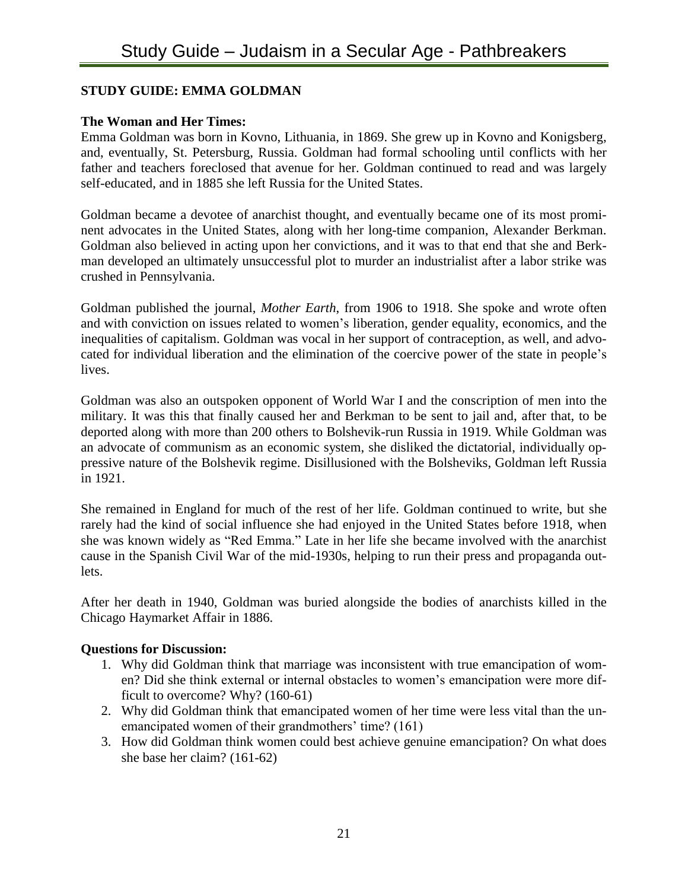## STUDY GUIDE: EMMA GOLDMAN

### The Woman and Her Times:

Emma Goldman was born in Kovno, Lithuania, in 1869. She grew up in Kovno and Konigsberg, and, eventually, St. Petersburg, Russia. Goldman had formal schooling until conflicts with her father and teachers foreclosed that avenue for her. Goldman continued to read and was largely self-educated, and in 1885 she left Russia for the United States.

Goldman became a devotee of anarchist thought, and eventually became one of its most prominent advocates in the United States, along with her long-time companion, Alexander Berkman. Goldman also believed in acting upon her convictions, and it was to that end that she and Berkman developed an ultimately unsuccessful plot to murder an industrialist after a labor strike was crushed in Pennsylvania.

Goldman published the journal, *Mother Earth*, from 1906 to 1918. She spoke and wrote often and with conviction on issues related to women's liberation, gender equality, economics, and the inequalities of capitalism. Goldman was vocal in her support of contraception, as well, and advocated for individual liberation and the elimination of the coercive power of the state in people's lives.

Goldman was also an outspoken opponent of World War I and the conscription of men into the military. It was this that finally caused her and Berkman to be sent to jail and, after that, to be deported along with more than 200 others to Bolshevik-run Russia in 1919. While Goldman was an advocate of communism as an economic system, she disliked the dictatorial, individually oppressive nature of the Bolshevik regime. Disillusioned with the Bolsheviks, Goldman left Russia in 1921.

She remained in England for much of the rest of her life. Goldman continued to write, but she rarely had the kind of social influence she had enjoyed in the United States before 1918, when she was known widely as "Red Emma." Late in her life she became involved with the anarchist cause in the Spanish Civil War of the mid-1930s, helping to run their press and propaganda outlets.

After her death in 1940, Goldman was buried alongside the bodies of anarchists killed in the Chicago Haymarket Affair in 1886.

### Questions for Discussion:

1. Why did Goldman think that marriage was inconsistent with true emancipation of women? Did she think external or internal obstacles to women's emancipation were more difficult to overcome? Why? (160-61)
2. Why did Goldman think that emancipated women of her time were less vital than the unemancipated women of their grandmothers' time? (161)
3. How did Goldman think women could best achieve genuine emancipation? On what does she base her claim? (161-62)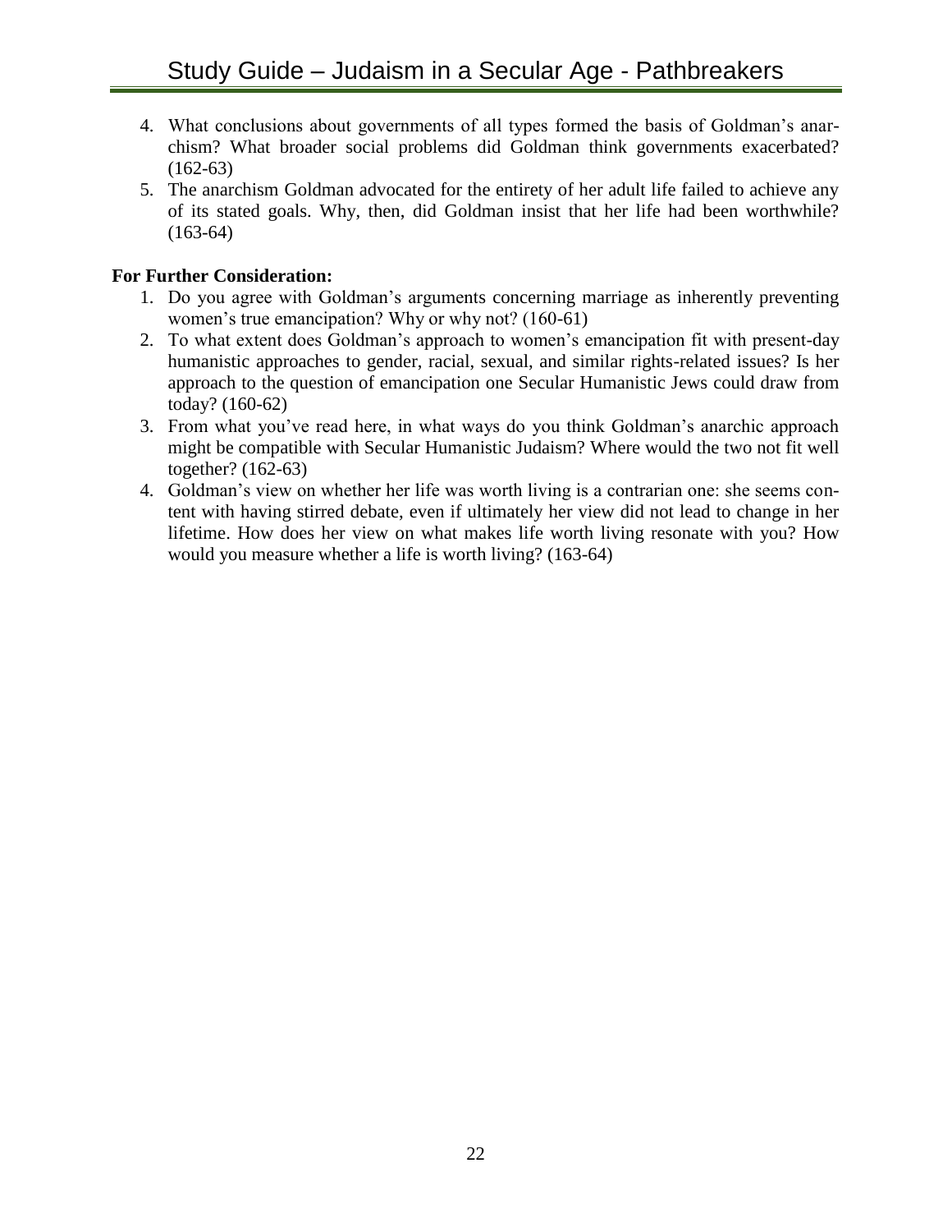4. What conclusions about governments of all types formed the basis of Goldman's anarchism? What broader social problems did Goldman think governments exacerbated? (162-63)
5. The anarchism Goldman advocated for the entirety of her adult life failed to achieve any of its stated goals. Why, then, did Goldman insist that her life had been worthwhile? (163-64)

**For Further Consideration:**

1. Do you agree with Goldman's arguments concerning marriage as inherently preventing women's true emancipation? Why or why not? (160-61)
2. To what extent does Goldman's approach to women's emancipation fit with present-day humanistic approaches to gender, racial, sexual, and similar rights-related issues? Is her approach to the question of emancipation one Secular Humanistic Jews could draw from today? (160-62)
3. From what you've read here, in what ways do you think Goldman's anarchic approach might be compatible with Secular Humanistic Judaism? Where would the two not fit well together? (162-63)
4. Goldman's view on whether her life was worth living is a contrarian one: she seems content with having stirred debate, even if ultimately her view did not lead to change in her lifetime. How does her view on what makes life worth living resonate with you? How would you measure whether a life is worth living? (163-64)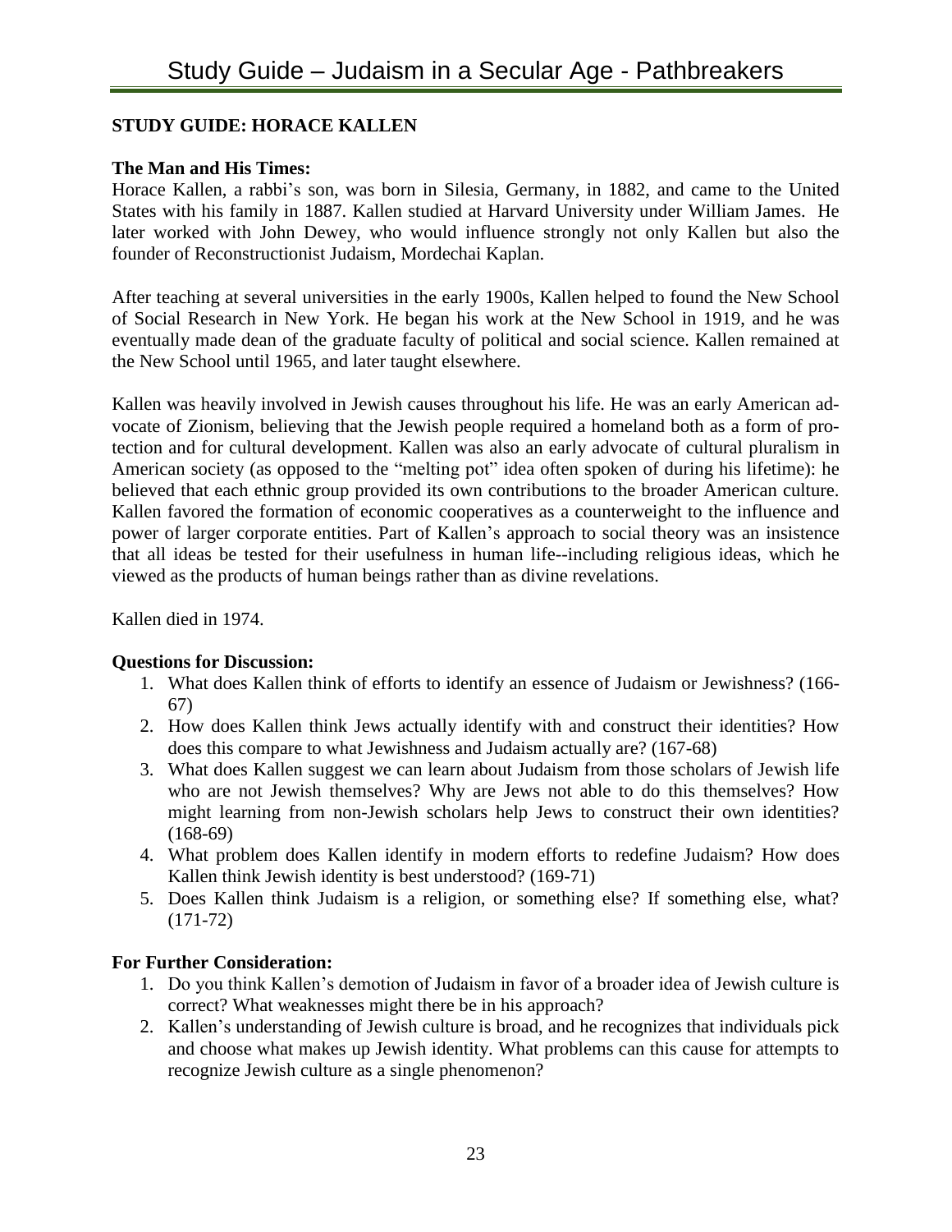## STUDY GUIDE: HORACE KALLEN

**The Man and His Times:**

Horace Kallen, a rabbi's son, was born in Silesia, Germany, in 1882, and came to the United States with his family in 1887. Kallen studied at Harvard University under William James. He later worked with John Dewey, who would influence strongly not only Kallen but also the founder of Reconstructionist Judaism, Mordechai Kaplan.

After teaching at several universities in the early 1900s, Kallen helped to found the New School of Social Research in New York. He began his work at the New School in 1919, and he was eventually made dean of the graduate faculty of political and social science. Kallen remained at the New School until 1965, and later taught elsewhere.

Kallen was heavily involved in Jewish causes throughout his life. He was an early American advocate of Zionism, believing that the Jewish people required a homeland both as a form of protection and for cultural development. Kallen was also an early advocate of cultural pluralism in American society (as opposed to the "melting pot" idea often spoken of during his lifetime): he believed that each ethnic group provided its own contributions to the broader American culture. Kallen favored the formation of economic cooperatives as a counterweight to the influence and power of larger corporate entities. Part of Kallen's approach to social theory was an insistence that all ideas be tested for their usefulness in human life--including religious ideas, which he viewed as the products of human beings rather than as divine revelations.

Kallen died in 1974.

**Questions for Discussion:**

1. What does Kallen think of efforts to identify an essence of Judaism or Jewishness? (166-67)
2. How does Kallen think Jews actually identify with and construct their identities? How does this compare to what Jewishness and Judaism actually are? (167-68)
3. What does Kallen suggest we can learn about Judaism from those scholars of Jewish life who are not Jewish themselves? Why are Jews not able to do this themselves? How might learning from non-Jewish scholars help Jews to construct their own identities? (168-69)
4. What problem does Kallen identify in modern efforts to redefine Judaism? How does Kallen think Jewish identity is best understood? (169-71)
5. Does Kallen think Judaism is a religion, or something else? If something else, what? (171-72)

**For Further Consideration:**

1. Do you think Kallen's demotion of Judaism in favor of a broader idea of Jewish culture is correct? What weaknesses might there be in his approach?
2. Kallen's understanding of Jewish culture is broad, and he recognizes that individuals pick and choose what makes up Jewish identity. What problems can this cause for attempts to recognize Jewish culture as a single phenomenon?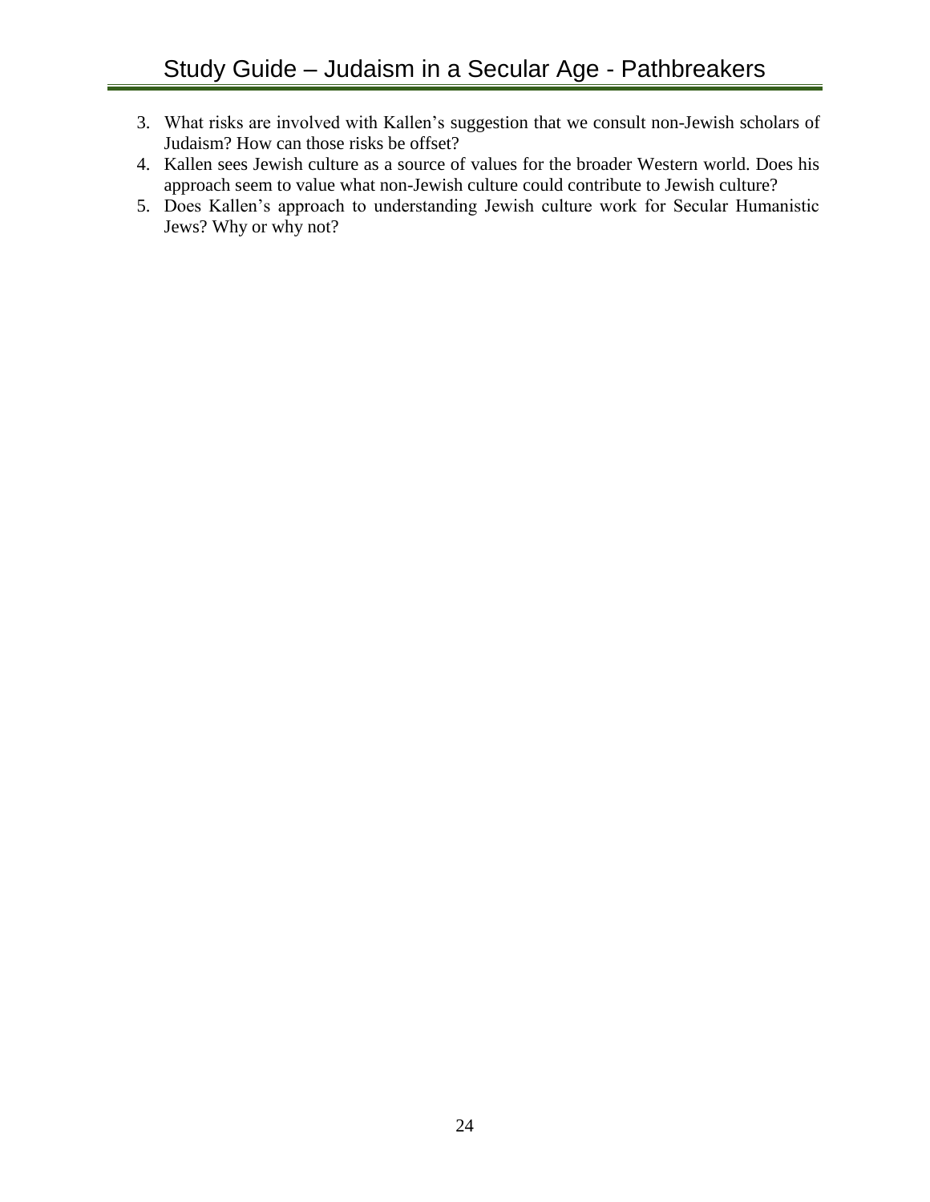3. What risks are involved with Kallen's suggestion that we consult non-Jewish scholars of Judaism? How can those risks be offset?
4. Kallen sees Jewish culture as a source of values for the broader Western world. Does his approach seem to value what non-Jewish culture could contribute to Jewish culture?
5. Does Kallen's approach to understanding Jewish culture work for Secular Humanistic Jews? Why or why not?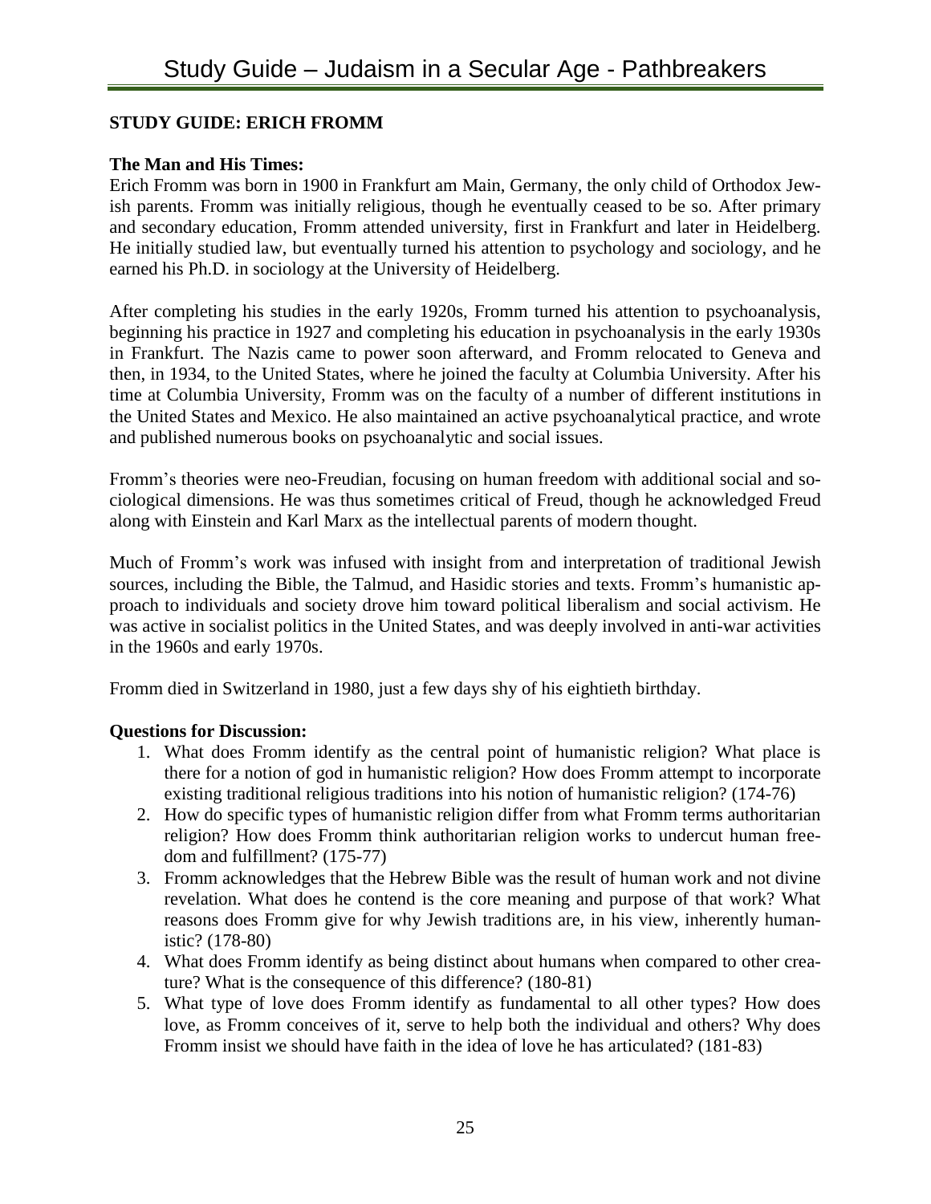## STUDY GUIDE: ERICH FROMM

**The Man and His Times:**

Erich Fromm was born in 1900 in Frankfurt am Main, Germany, the only child of Orthodox Jewish parents. Fromm was initially religious, though he eventually ceased to be so. After primary and secondary education, Fromm attended university, first in Frankfurt and later in Heidelberg. He initially studied law, but eventually turned his attention to psychology and sociology, and he earned his Ph.D. in sociology at the University of Heidelberg.

After completing his studies in the early 1920s, Fromm turned his attention to psychoanalysis, beginning his practice in 1927 and completing his education in psychoanalysis in the early 1930s in Frankfurt. The Nazis came to power soon afterward, and Fromm relocated to Geneva and then, in 1934, to the United States, where he joined the faculty at Columbia University. After his time at Columbia University, Fromm was on the faculty of a number of different institutions in the United States and Mexico. He also maintained an active psychoanalytical practice, and wrote and published numerous books on psychoanalytic and social issues.

Fromm's theories were neo-Freudian, focusing on human freedom with additional social and sociological dimensions. He was thus sometimes critical of Freud, though he acknowledged Freud along with Einstein and Karl Marx as the intellectual parents of modern thought.

Much of Fromm's work was infused with insight from and interpretation of traditional Jewish sources, including the Bible, the Talmud, and Hasidic stories and texts. Fromm's humanistic approach to individuals and society drove him toward political liberalism and social activism. He was active in socialist politics in the United States, and was deeply involved in anti-war activities in the 1960s and early 1970s.

Fromm died in Switzerland in 1980, just a few days shy of his eightieth birthday.

**Questions for Discussion:**

1. What does Fromm identify as the central point of humanistic religion? What place is there for a notion of god in humanistic religion? How does Fromm attempt to incorporate existing traditional religious traditions into his notion of humanistic religion? (174-76)
2. How do specific types of humanistic religion differ from what Fromm terms authoritarian religion? How does Fromm think authoritarian religion works to undercut human freedom and fulfillment? (175-77)
3. Fromm acknowledges that the Hebrew Bible was the result of human work and not divine revelation. What does he contend is the core meaning and purpose of that work? What reasons does Fromm give for why Jewish traditions are, in his view, inherently humanistic? (178-80)
4. What does Fromm identify as being distinct about humans when compared to other creature? What is the consequence of this difference? (180-81)
5. What type of love does Fromm identify as fundamental to all other types? How does love, as Fromm conceives of it, serve to help both the individual and others? Why does Fromm insist we should have faith in the idea of love he has articulated? (181-83)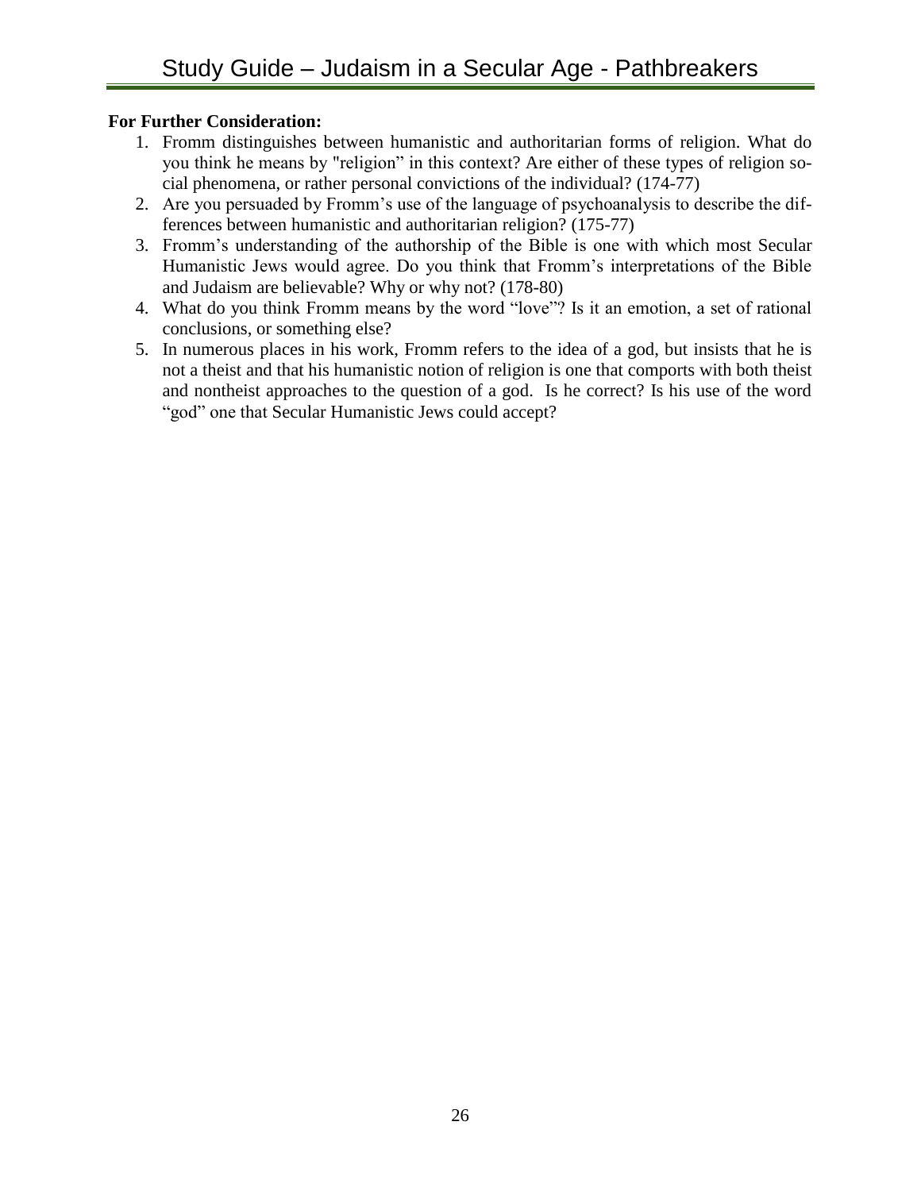**For Further Consideration:**

1. Fromm distinguishes between humanistic and authoritarian forms of religion. What do you think he means by "religion" in this context? Are either of these types of religion social phenomena, or rather personal convictions of the individual? (174-77)
2. Are you persuaded by Fromm's use of the language of psychoanalysis to describe the differences between humanistic and authoritarian religion? (175-77)
3. Fromm's understanding of the authorship of the Bible is one with which most Secular Humanistic Jews would agree. Do you think that Fromm's interpretations of the Bible and Judaism are believable? Why or why not? (178-80)
4. What do you think Fromm means by the word "love"? Is it an emotion, a set of rational conclusions, or something else?
5. In numerous places in his work, Fromm refers to the idea of a god, but insists that he is not a theist and that his humanistic notion of religion is one that comports with both theist and nontheist approaches to the question of a god. Is he correct? Is his use of the word "god" one that Secular Humanistic Jews could accept?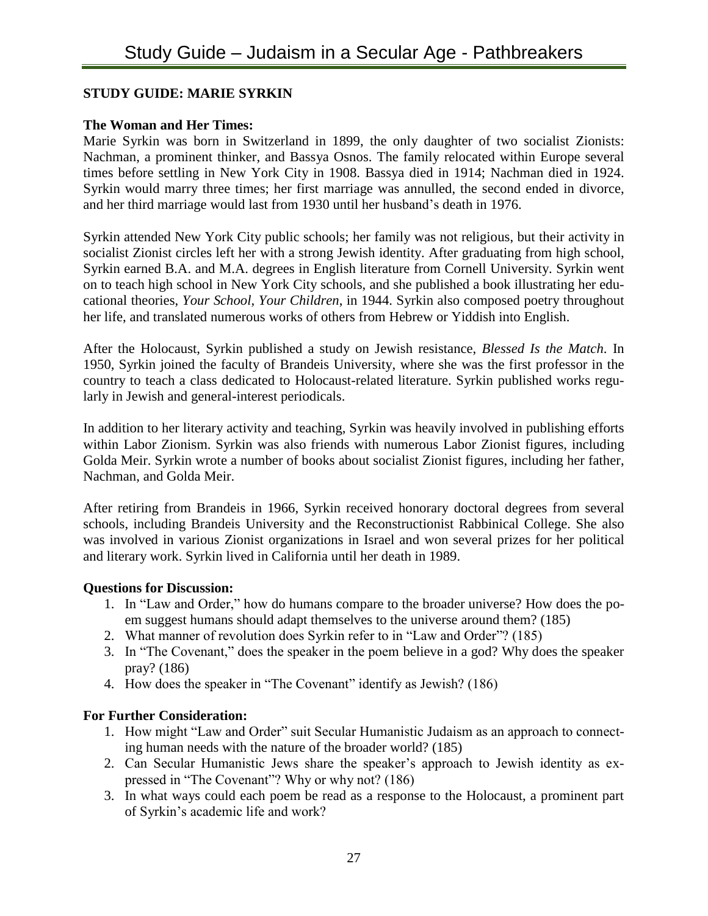## STUDY GUIDE: MARIE SYRKIN

### The Woman and Her Times:

Marie Syrkin was born in Switzerland in 1899, the only daughter of two socialist Zionists: Nachman, a prominent thinker, and Bassya Osnos. The family relocated within Europe several times before settling in New York City in 1908. Bassya died in 1914; Nachman died in 1924. Syrkin would marry three times; her first marriage was annulled, the second ended in divorce, and her third marriage would last from 1930 until her husband's death in 1976.

Syrkin attended New York City public schools; her family was not religious, but their activity in socialist Zionist circles left her with a strong Jewish identity. After graduating from high school, Syrkin earned B.A. and M.A. degrees in English literature from Cornell University. Syrkin went on to teach high school in New York City schools, and she published a book illustrating her educational theories, *Your School, Your Children*, in 1944. Syrkin also composed poetry throughout her life, and translated numerous works of others from Hebrew or Yiddish into English.

After the Holocaust, Syrkin published a study on Jewish resistance, *Blessed Is the Match*. In 1950, Syrkin joined the faculty of Brandeis University, where she was the first professor in the country to teach a class dedicated to Holocaust-related literature. Syrkin published works regularly in Jewish and general-interest periodicals.

In addition to her literary activity and teaching, Syrkin was heavily involved in publishing efforts within Labor Zionism. Syrkin was also friends with numerous Labor Zionist figures, including Golda Meir. Syrkin wrote a number of books about socialist Zionist figures, including her father, Nachman, and Golda Meir.

After retiring from Brandeis in 1966, Syrkin received honorary doctoral degrees from several schools, including Brandeis University and the Reconstructionist Rabbinical College. She also was involved in various Zionist organizations in Israel and won several prizes for her political and literary work. Syrkin lived in California until her death in 1989.

### Questions for Discussion:

1. In "Law and Order," how do humans compare to the broader universe? How does the poem suggest humans should adapt themselves to the universe around them? (185)
2. What manner of revolution does Syrkin refer to in "Law and Order"? (185)
3. In "The Covenant," does the speaker in the poem believe in a god? Why does the speaker pray? (186)
4. How does the speaker in "The Covenant" identify as Jewish? (186)

### For Further Consideration:

1. How might "Law and Order" suit Secular Humanistic Judaism as an approach to connecting human needs with the nature of the broader world? (185)
2. Can Secular Humanistic Jews share the speaker's approach to Jewish identity as expressed in "The Covenant"? Why or why not? (186)
3. In what ways could each poem be read as a response to the Holocaust, a prominent part of Syrkin's academic life and work?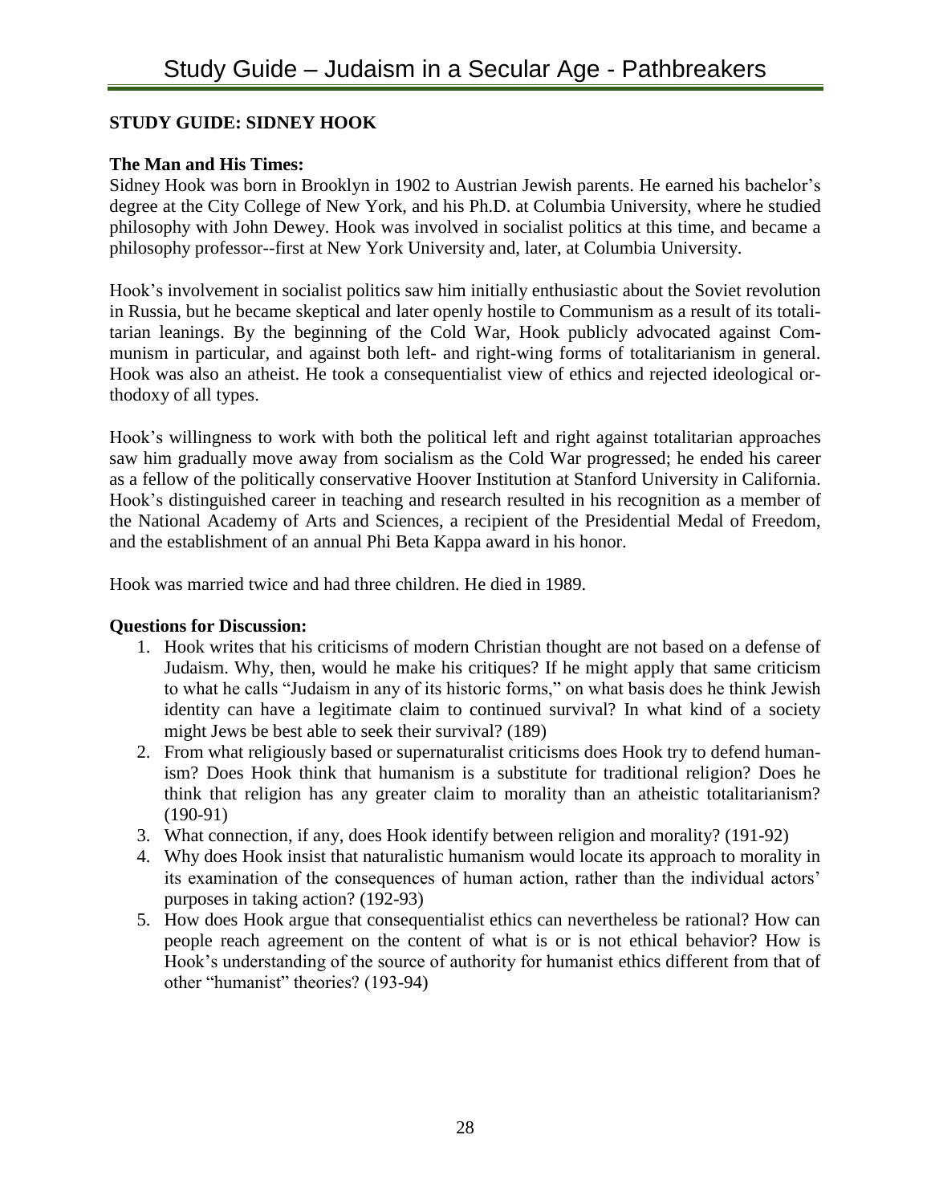## STUDY GUIDE: SIDNEY HOOK

**The Man and His Times:**

Sidney Hook was born in Brooklyn in 1902 to Austrian Jewish parents. He earned his bachelor's degree at the City College of New York, and his Ph.D. at Columbia University, where he studied philosophy with John Dewey. Hook was involved in socialist politics at this time, and became a philosophy professor--first at New York University and, later, at Columbia University.

Hook's involvement in socialist politics saw him initially enthusiastic about the Soviet revolution in Russia, but he became skeptical and later openly hostile to Communism as a result of its totalitarian leanings. By the beginning of the Cold War, Hook publicly advocated against Communism in particular, and against both left- and right-wing forms of totalitarianism in general. Hook was also an atheist. He took a consequentialist view of ethics and rejected ideological orthodoxy of all types.

Hook's willingness to work with both the political left and right against totalitarian approaches saw him gradually move away from socialism as the Cold War progressed; he ended his career as a fellow of the politically conservative Hoover Institution at Stanford University in California. Hook's distinguished career in teaching and research resulted in his recognition as a member of the National Academy of Arts and Sciences, a recipient of the Presidential Medal of Freedom, and the establishment of an annual Phi Beta Kappa award in his honor.

Hook was married twice and had three children. He died in 1989.

**Questions for Discussion:**

1. Hook writes that his criticisms of modern Christian thought are not based on a defense of Judaism. Why, then, would he make his critiques? If he might apply that same criticism to what he calls "Judaism in any of its historic forms," on what basis does he think Jewish identity can have a legitimate claim to continued survival? In what kind of a society might Jews be best able to seek their survival? (189)
2. From what religiously based or supernaturalist criticisms does Hook try to defend humanism? Does Hook think that humanism is a substitute for traditional religion? Does he think that religion has any greater claim to morality than an atheistic totalitarianism? (190-91)
3. What connection, if any, does Hook identify between religion and morality? (191-92)
4. Why does Hook insist that naturalistic humanism would locate its approach to morality in its examination of the consequences of human action, rather than the individual actors' purposes in taking action? (192-93)
5. How does Hook argue that consequentialist ethics can nevertheless be rational? How can people reach agreement on the content of what is or is not ethical behavior? How is Hook's understanding of the source of authority for humanist ethics different from that of other "humanist" theories? (193-94)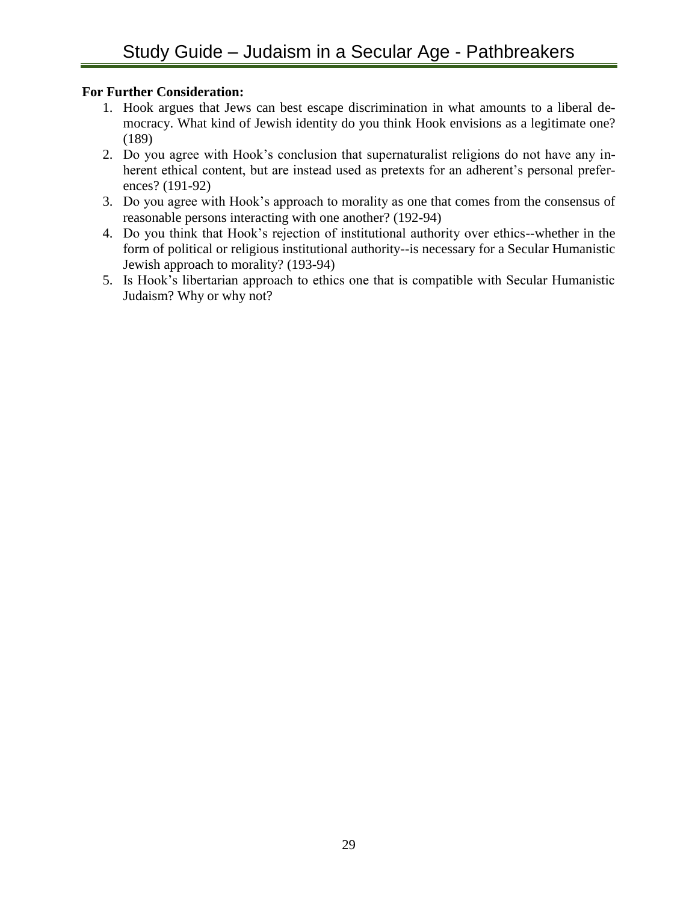**For Further Consideration:**

1. Hook argues that Jews can best escape discrimination in what amounts to a liberal democracy. What kind of Jewish identity do you think Hook envisions as a legitimate one? (189)
2. Do you agree with Hook's conclusion that supernaturalist religions do not have any inherent ethical content, but are instead used as pretexts for an adherent's personal preferences? (191-92)
3. Do you agree with Hook's approach to morality as one that comes from the consensus of reasonable persons interacting with one another? (192-94)
4. Do you think that Hook's rejection of institutional authority over ethics--whether in the form of political or religious institutional authority--is necessary for a Secular Humanistic Jewish approach to morality? (193-94)
5. Is Hook's libertarian approach to ethics one that is compatible with Secular Humanistic Judaism? Why or why not?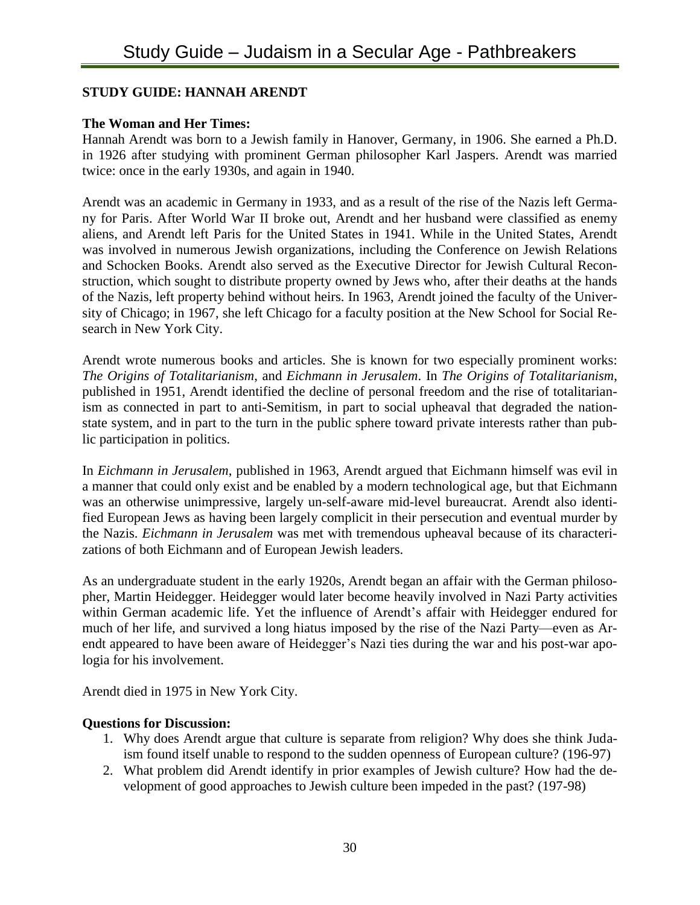## STUDY GUIDE: HANNAH ARENDT

**The Woman and Her Times:**

Hannah Arendt was born to a Jewish family in Hanover, Germany, in 1906. She earned a Ph.D. in 1926 after studying with prominent German philosopher Karl Jaspers. Arendt was married twice: once in the early 1930s, and again in 1940.

Arendt was an academic in Germany in 1933, and as a result of the rise of the Nazis left Germany for Paris. After World War II broke out, Arendt and her husband were classified as enemy aliens, and Arendt left Paris for the United States in 1941. While in the United States, Arendt was involved in numerous Jewish organizations, including the Conference on Jewish Relations and Schocken Books. Arendt also served as the Executive Director for Jewish Cultural Reconstruction, which sought to distribute property owned by Jews who, after their deaths at the hands of the Nazis, left property behind without heirs. In 1963, Arendt joined the faculty of the University of Chicago; in 1967, she left Chicago for a faculty position at the New School for Social Research in New York City.

Arendt wrote numerous books and articles. She is known for two especially prominent works: *The Origins of Totalitarianism*, and *Eichmann in Jerusalem*. In *The Origins of Totalitarianism*, published in 1951, Arendt identified the decline of personal freedom and the rise of totalitarianism as connected in part to anti-Semitism, in part to social upheaval that degraded the nation-state system, and in part to the turn in the public sphere toward private interests rather than public participation in politics.

In *Eichmann in Jerusalem*, published in 1963, Arendt argued that Eichmann himself was evil in a manner that could only exist and be enabled by a modern technological age, but that Eichmann was an otherwise unimpressive, largely un-self-aware mid-level bureaucrat. Arendt also identified European Jews as having been largely complicit in their persecution and eventual murder by the Nazis. *Eichmann in Jerusalem* was met with tremendous upheaval because of its characterizations of both Eichmann and of European Jewish leaders.

As an undergraduate student in the early 1920s, Arendt began an affair with the German philosopher, Martin Heidegger. Heidegger would later become heavily involved in Nazi Party activities within German academic life. Yet the influence of Arendt's affair with Heidegger endured for much of her life, and survived a long hiatus imposed by the rise of the Nazi Party—even as Arendt appeared to have been aware of Heidegger's Nazi ties during the war and his post-war apologia for his involvement.

Arendt died in 1975 in New York City.

**Questions for Discussion:**

1. Why does Arendt argue that culture is separate from religion? Why does she think Judaism found itself unable to respond to the sudden openness of European culture? (196-97)
2. What problem did Arendt identify in prior examples of Jewish culture? How had the development of good approaches to Jewish culture been impeded in the past? (197-98)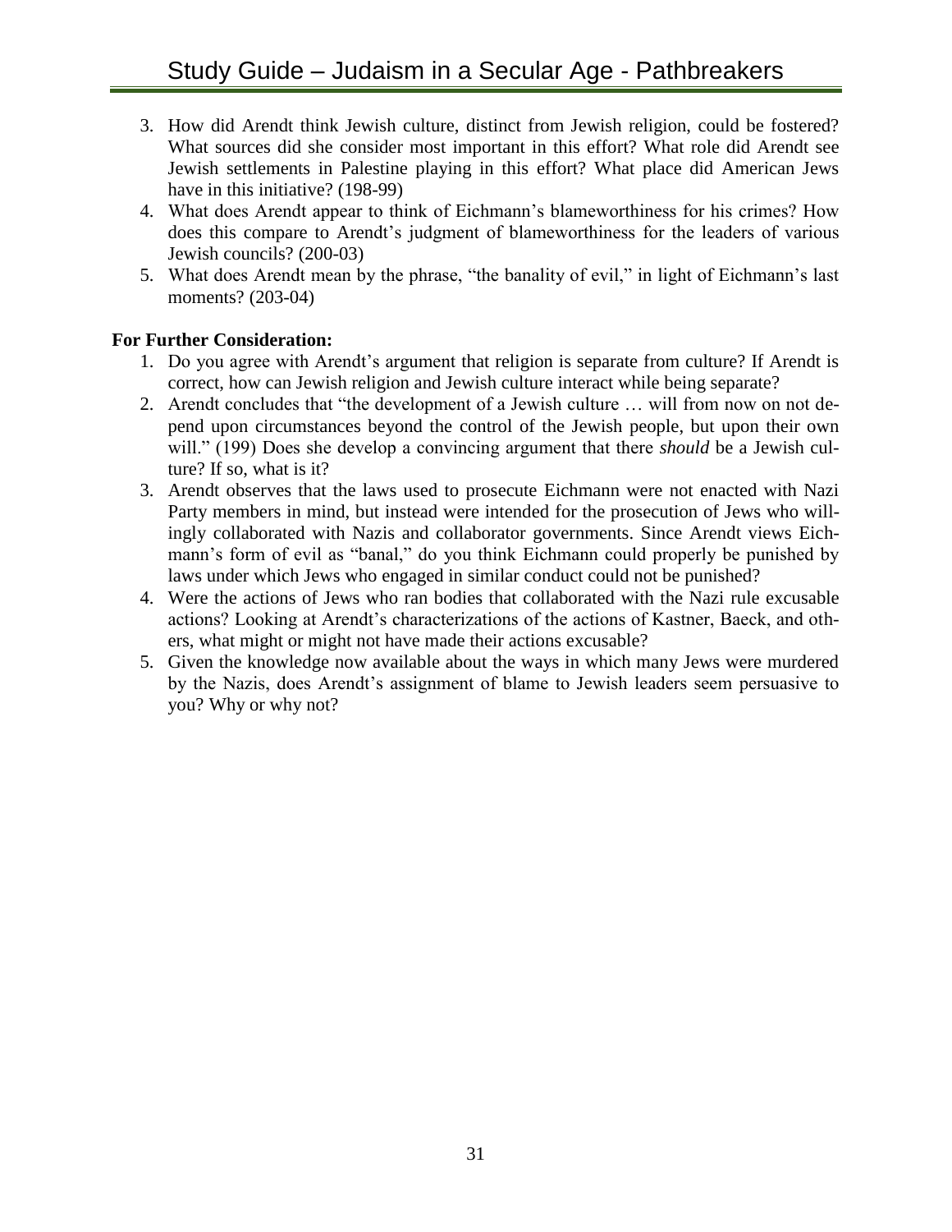3. How did Arendt think Jewish culture, distinct from Jewish religion, could be fostered? What sources did she consider most important in this effort? What role did Arendt see Jewish settlements in Palestine playing in this effort? What place did American Jews have in this initiative? (198-99)
4. What does Arendt appear to think of Eichmann's blameworthiness for his crimes? How does this compare to Arendt's judgment of blameworthiness for the leaders of various Jewish councils? (200-03)
5. What does Arendt mean by the phrase, "the banality of evil," in light of Eichmann's last moments? (203-04)

**For Further Consideration:**

1. Do you agree with Arendt's argument that religion is separate from culture? If Arendt is correct, how can Jewish religion and Jewish culture interact while being separate?
2. Arendt concludes that "the development of a Jewish culture … will from now on not depend upon circumstances beyond the control of the Jewish people, but upon their own will." (199) Does she develop a convincing argument that there *should* be a Jewish culture? If so, what is it?
3. Arendt observes that the laws used to prosecute Eichmann were not enacted with Nazi Party members in mind, but instead were intended for the prosecution of Jews who willingly collaborated with Nazis and collaborator governments. Since Arendt views Eichmann's form of evil as "banal," do you think Eichmann could properly be punished by laws under which Jews who engaged in similar conduct could not be punished?
4. Were the actions of Jews who ran bodies that collaborated with the Nazi rule excusable actions? Looking at Arendt's characterizations of the actions of Kastner, Baeck, and others, what might or might not have made their actions excusable?
5. Given the knowledge now available about the ways in which many Jews were murdered by the Nazis, does Arendt's assignment of blame to Jewish leaders seem persuasive to you? Why or why not?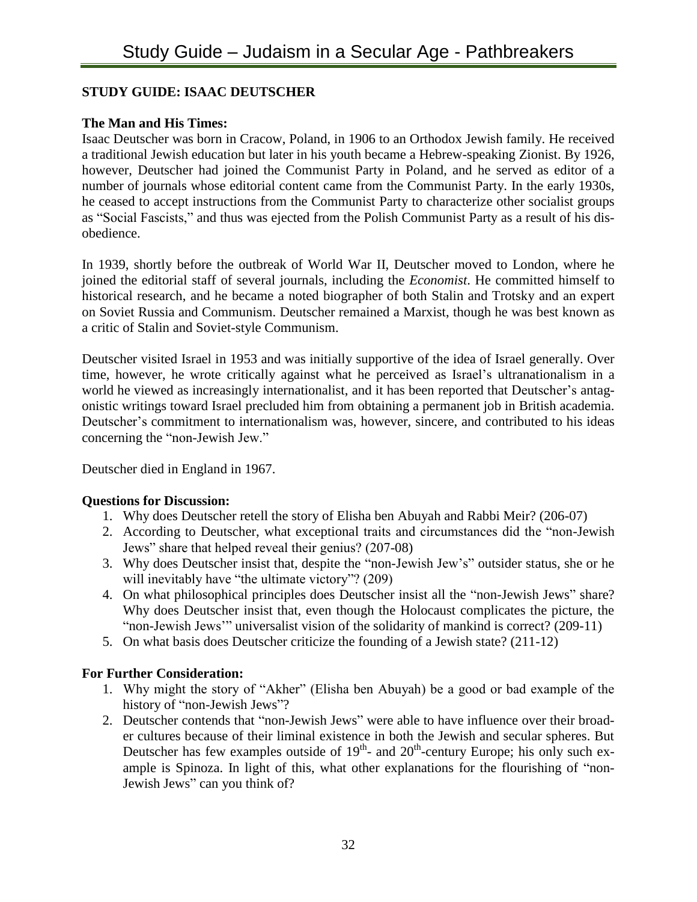## STUDY GUIDE: ISAAC DEUTSCHER

**The Man and His Times:**

Isaac Deutscher was born in Cracow, Poland, in 1906 to an Orthodox Jewish family. He received a traditional Jewish education but later in his youth became a Hebrew-speaking Zionist. By 1926, however, Deutscher had joined the Communist Party in Poland, and he served as editor of a number of journals whose editorial content came from the Communist Party. In the early 1930s, he ceased to accept instructions from the Communist Party to characterize other socialist groups as "Social Fascists," and thus was ejected from the Polish Communist Party as a result of his disobedience.

In 1939, shortly before the outbreak of World War II, Deutscher moved to London, where he joined the editorial staff of several journals, including the *Economist*. He committed himself to historical research, and he became a noted biographer of both Stalin and Trotsky and an expert on Soviet Russia and Communism. Deutscher remained a Marxist, though he was best known as a critic of Stalin and Soviet-style Communism.

Deutscher visited Israel in 1953 and was initially supportive of the idea of Israel generally. Over time, however, he wrote critically against what he perceived as Israel's ultranationalism in a world he viewed as increasingly internationalist, and it has been reported that Deutscher's antagonistic writings toward Israel precluded him from obtaining a permanent job in British academia. Deutscher's commitment to internationalism was, however, sincere, and contributed to his ideas concerning the "non-Jewish Jew."

Deutscher died in England in 1967.

**Questions for Discussion:**

1. Why does Deutscher retell the story of Elisha ben Abuyah and Rabbi Meir? (206-07)
2. According to Deutscher, what exceptional traits and circumstances did the "non-Jewish Jews" share that helped reveal their genius? (207-08)
3. Why does Deutscher insist that, despite the "non-Jewish Jew's" outsider status, she or he will inevitably have "the ultimate victory"? (209)
4. On what philosophical principles does Deutscher insist all the "non-Jewish Jews" share? Why does Deutscher insist that, even though the Holocaust complicates the picture, the "non-Jewish Jews'" universalist vision of the solidarity of mankind is correct? (209-11)
5. On what basis does Deutscher criticize the founding of a Jewish state? (211-12)

**For Further Consideration:**

1. Why might the story of "Akher" (Elisha ben Abuyah) be a good or bad example of the history of "non-Jewish Jews"?
2. Deutscher contends that "non-Jewish Jews" were able to have influence over their broader cultures because of their liminal existence in both the Jewish and secular spheres. But Deutscher has few examples outside of 19th- and 20th-century Europe; his only such example is Spinoza. In light of this, what other explanations for the flourishing of "non-Jewish Jews" can you think of?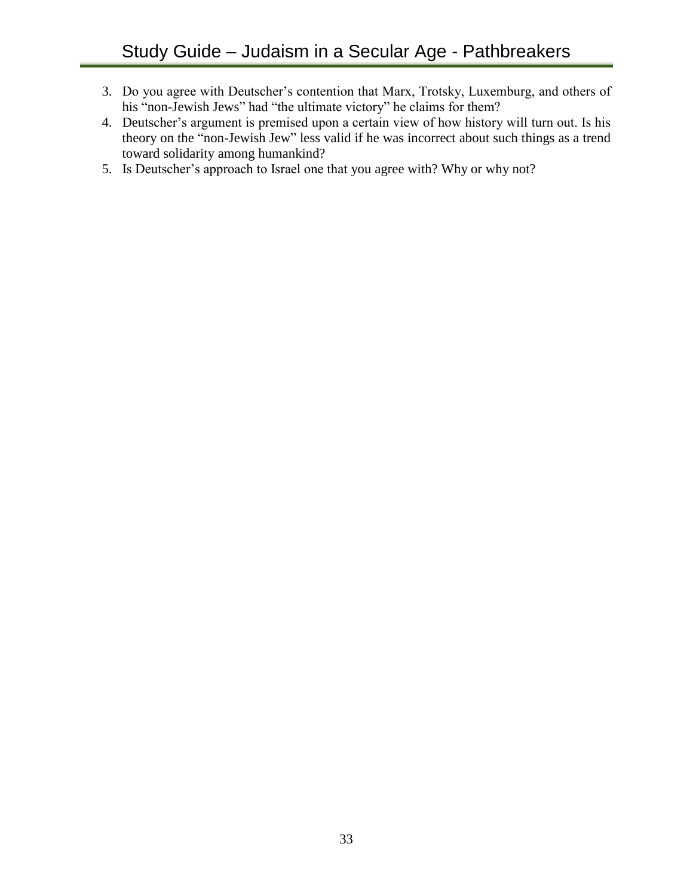3. Do you agree with Deutscher's contention that Marx, Trotsky, Luxemburg, and others of his "non-Jewish Jews" had "the ultimate victory" he claims for them?
4. Deutscher's argument is premised upon a certain view of how history will turn out. Is his theory on the "non-Jewish Jew" less valid if he was incorrect about such things as a trend toward solidarity among humankind?
5. Is Deutscher's approach to Israel one that you agree with? Why or why not?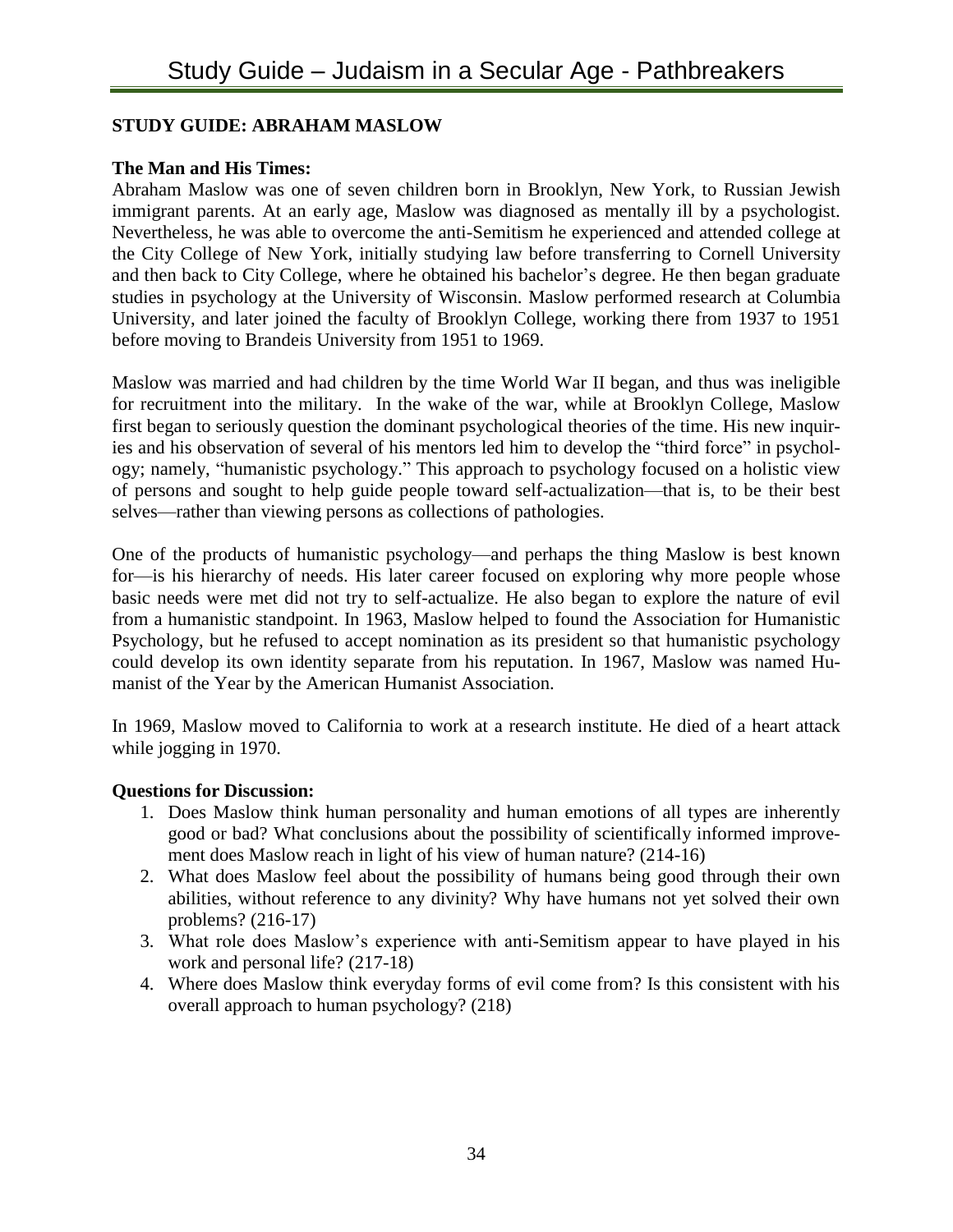## STUDY GUIDE: ABRAHAM MASLOW

### The Man and His Times:

Abraham Maslow was one of seven children born in Brooklyn, New York, to Russian Jewish immigrant parents. At an early age, Maslow was diagnosed as mentally ill by a psychologist. Nevertheless, he was able to overcome the anti-Semitism he experienced and attended college at the City College of New York, initially studying law before transferring to Cornell University and then back to City College, where he obtained his bachelor's degree. He then began graduate studies in psychology at the University of Wisconsin. Maslow performed research at Columbia University, and later joined the faculty of Brooklyn College, working there from 1937 to 1951 before moving to Brandeis University from 1951 to 1969.

Maslow was married and had children by the time World War II began, and thus was ineligible for recruitment into the military. In the wake of the war, while at Brooklyn College, Maslow first began to seriously question the dominant psychological theories of the time. His new inquiries and his observation of several of his mentors led him to develop the "third force" in psychology; namely, "humanistic psychology." This approach to psychology focused on a holistic view of persons and sought to help guide people toward self-actualization—that is, to be their best selves—rather than viewing persons as collections of pathologies.

One of the products of humanistic psychology—and perhaps the thing Maslow is best known for—is his hierarchy of needs. His later career focused on exploring why more people whose basic needs were met did not try to self-actualize. He also began to explore the nature of evil from a humanistic standpoint. In 1963, Maslow helped to found the Association for Humanistic Psychology, but he refused to accept nomination as its president so that humanistic psychology could develop its own identity separate from his reputation. In 1967, Maslow was named Humanist of the Year by the American Humanist Association.

In 1969, Maslow moved to California to work at a research institute. He died of a heart attack while jogging in 1970.

### Questions for Discussion:

1. Does Maslow think human personality and human emotions of all types are inherently good or bad? What conclusions about the possibility of scientifically informed improvement does Maslow reach in light of his view of human nature? (214-16)
2. What does Maslow feel about the possibility of humans being good through their own abilities, without reference to any divinity? Why have humans not yet solved their own problems? (216-17)
3. What role does Maslow's experience with anti-Semitism appear to have played in his work and personal life? (217-18)
4. Where does Maslow think everyday forms of evil come from? Is this consistent with his overall approach to human psychology? (218)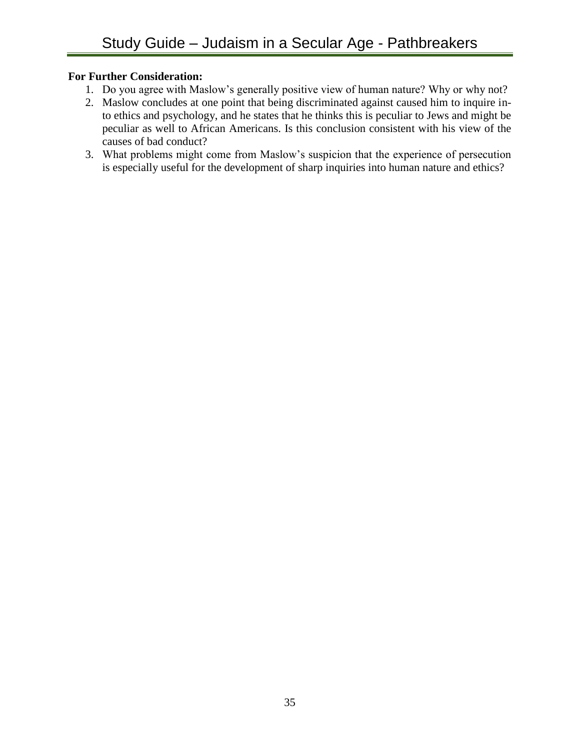**For Further Consideration:**

1. Do you agree with Maslow's generally positive view of human nature? Why or why not?
2. Maslow concludes at one point that being discriminated against caused him to inquire into ethics and psychology, and he states that he thinks this is peculiar to Jews and might be peculiar as well to African Americans. Is this conclusion consistent with his view of the causes of bad conduct?
3. What problems might come from Maslow's suspicion that the experience of persecution is especially useful for the development of sharp inquiries into human nature and ethics?